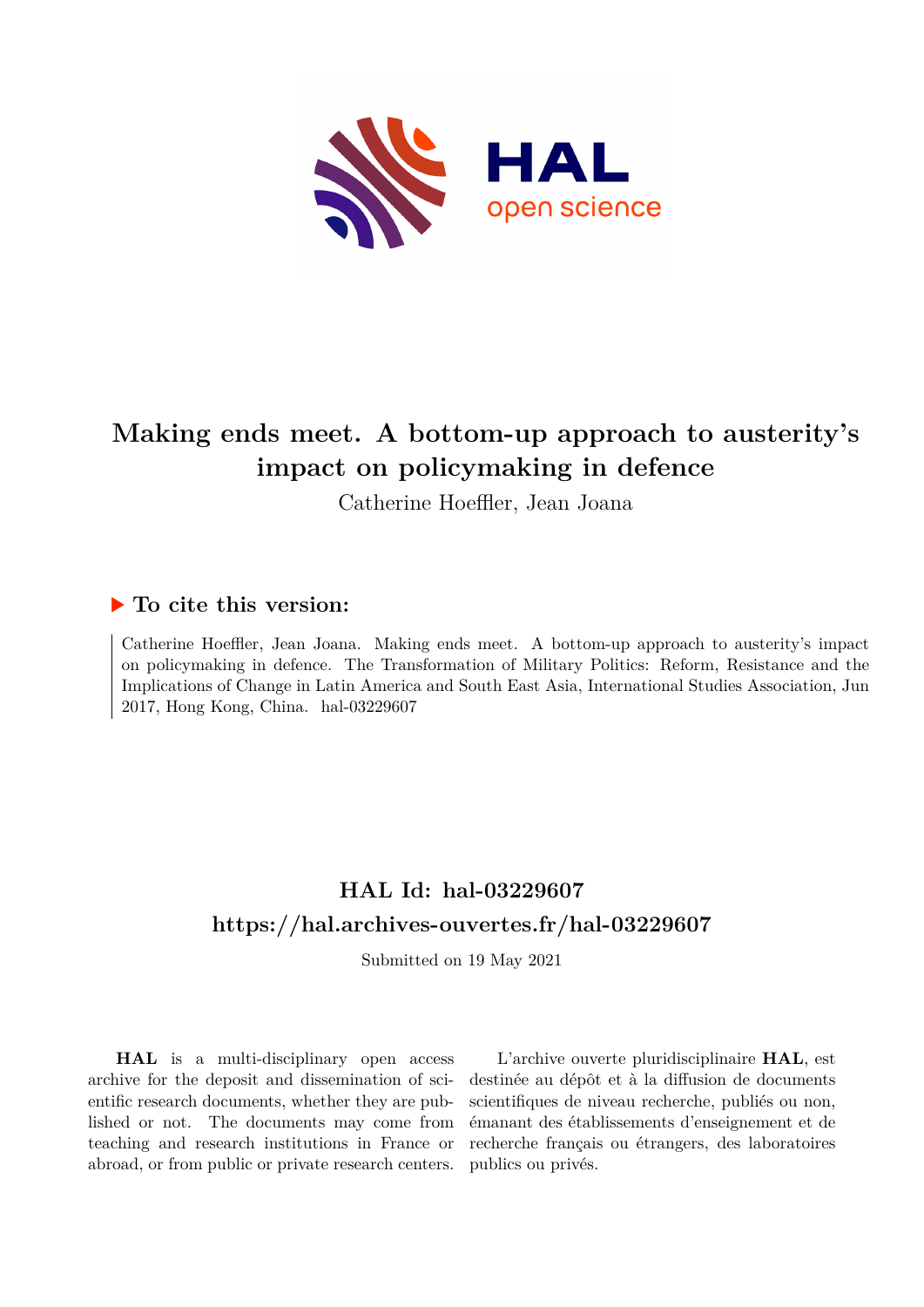# Making ends meet. A bottom-up approach to austerity's impact on policymaking in defence

Catherine Hoeffler, Jean Joana

## ▶ To cite this version:

Catherine Hoeffler, Jean Joana. Making ends meet. A bottom-up approach to austerity's impact on policymaking in defence. The Transformation of Military Politics: Reform, Resistance and the Implications of Change in Latin America and South East Asia, International Studies Association, Jun 2017, Hong Kong, China. hal-03229607

## HAL Id: hal-03229607
## https://hal.archives-ouvertes.fr/hal-03229607

Submitted on 19 May 2021

**HAL** is a multi-disciplinary open access archive for the deposit and dissemination of scientific research documents, whether they are published or not. The documents may come from teaching and research institutions in France or abroad, or from public or private research centers.

L'archive ouverte pluridisciplinaire **HAL**, est destinée au dépôt et à la diffusion de documents scientifiques de niveau recherche, publiés ou non, émanant des établissements d'enseignement et de recherche français ou étrangers, des laboratoires publics ou privés.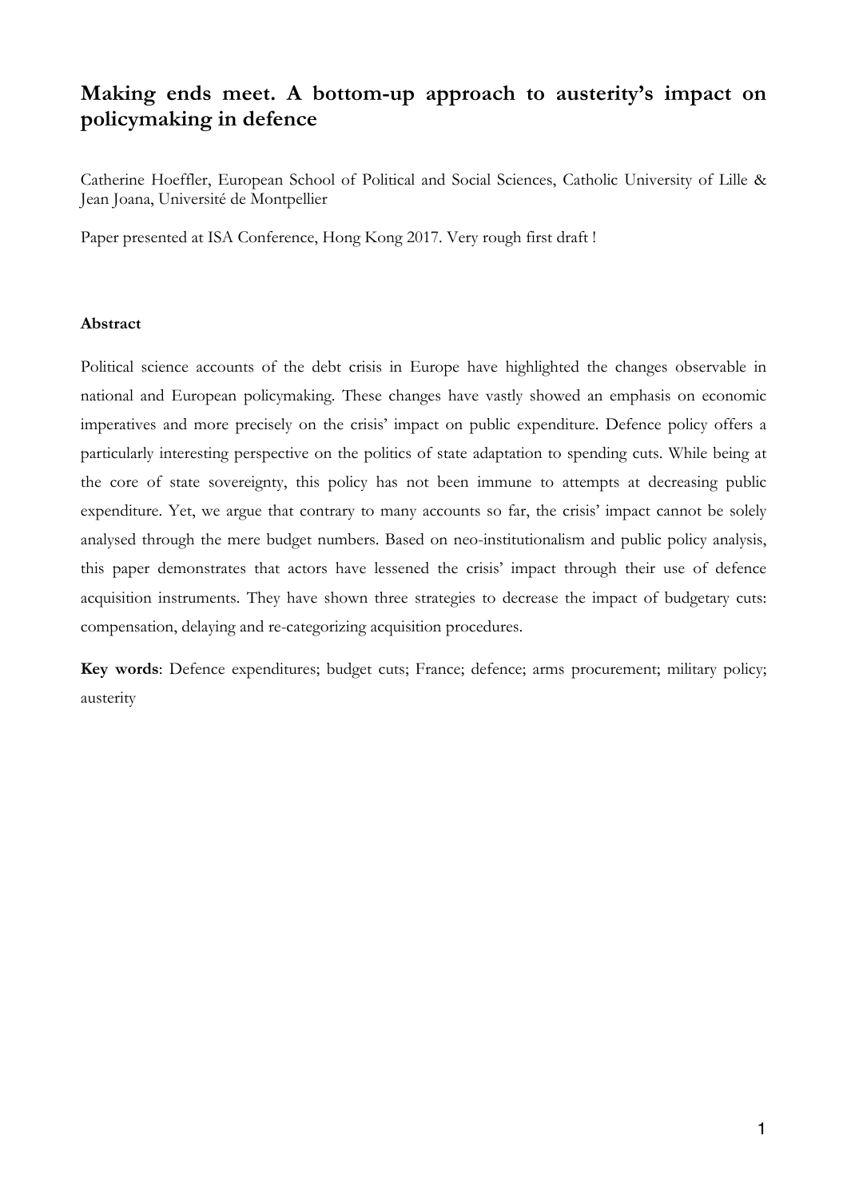# Making ends meet. A bottom-up approach to austerity's impact on policymaking in defence

Catherine Hoeffler, European School of Political and Social Sciences, Catholic University of Lille & Jean Joana, Université de Montpellier

Paper presented at ISA Conference, Hong Kong 2017. Very rough first draft !

### Abstract

Political science accounts of the debt crisis in Europe have highlighted the changes observable in national and European policymaking. These changes have vastly showed an emphasis on economic imperatives and more precisely on the crisis' impact on public expenditure. Defence policy offers a particularly interesting perspective on the politics of state adaptation to spending cuts. While being at the core of state sovereignty, this policy has not been immune to attempts at decreasing public expenditure. Yet, we argue that contrary to many accounts so far, the crisis' impact cannot be solely analysed through the mere budget numbers. Based on neo-institutionalism and public policy analysis, this paper demonstrates that actors have lessened the crisis' impact through their use of defence acquisition instruments. They have shown three strategies to decrease the impact of budgetary cuts: compensation, delaying and re-categorizing acquisition procedures.

**Key words**: Defence expenditures; budget cuts; France; defence; arms procurement; military policy; austerity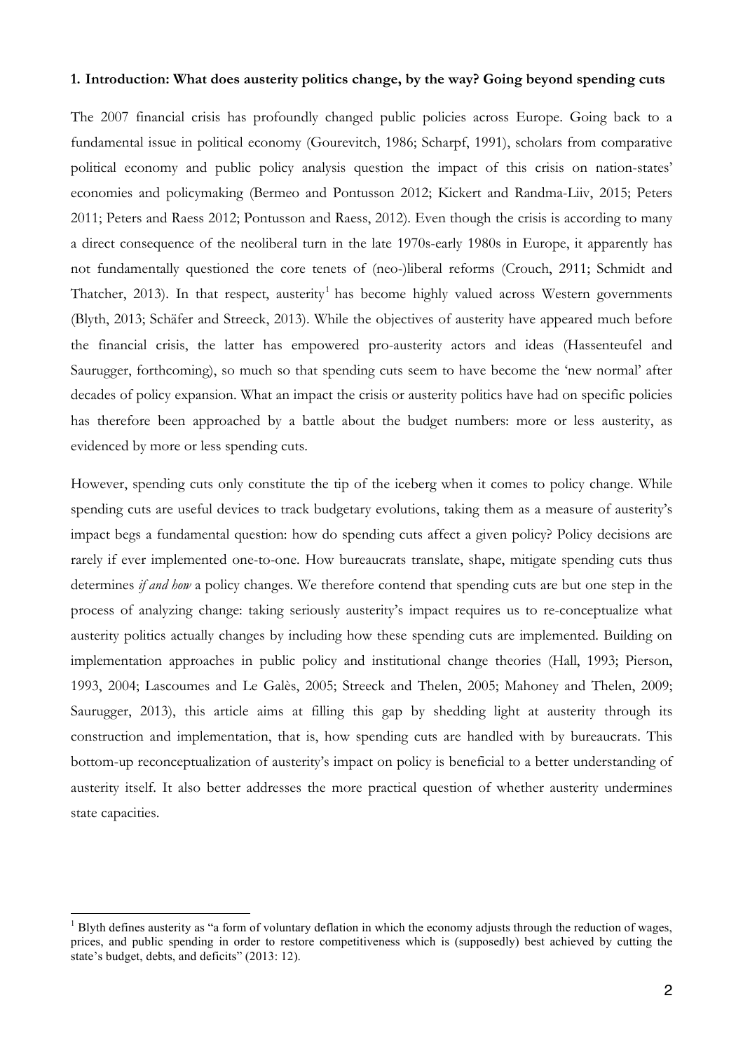**1. Introduction: What does austerity politics change, by the way? Going beyond spending cuts**

The 2007 financial crisis has profoundly changed public policies across Europe. Going back to a fundamental issue in political economy (Gourevitch, 1986; Scharpf, 1991), scholars from comparative political economy and public policy analysis question the impact of this crisis on nation-states' economies and policymaking (Bermeo and Pontusson 2012; Kickert and Randma-Liiv, 2015; Peters 2011; Peters and Raess 2012; Pontusson and Raess, 2012). Even though the crisis is according to many a direct consequence of the neoliberal turn in the late 1970s-early 1980s in Europe, it apparently has not fundamentally questioned the core tenets of (neo-)liberal reforms (Crouch, 2911; Schmidt and Thatcher, 2013). In that respect, austerity[1] has become highly valued across Western governments (Blyth, 2013; Schäfer and Streeck, 2013). While the objectives of austerity have appeared much before the financial crisis, the latter has empowered pro-austerity actors and ideas (Hassenteufel and Saurugger, forthcoming), so much so that spending cuts seem to have become the 'new normal' after decades of policy expansion. What an impact the crisis or austerity politics have had on specific policies has therefore been approached by a battle about the budget numbers: more or less austerity, as evidenced by more or less spending cuts.

However, spending cuts only constitute the tip of the iceberg when it comes to policy change. While spending cuts are useful devices to track budgetary evolutions, taking them as a measure of austerity's impact begs a fundamental question: how do spending cuts affect a given policy? Policy decisions are rarely if ever implemented one-to-one. How bureaucrats translate, shape, mitigate spending cuts thus determines *if and how* a policy changes. We therefore contend that spending cuts are but one step in the process of analyzing change: taking seriously austerity's impact requires us to re-conceptualize what austerity politics actually changes by including how these spending cuts are implemented. Building on implementation approaches in public policy and institutional change theories (Hall, 1993; Pierson, 1993, 2004; Lascoumes and Le Galès, 2005; Streeck and Thelen, 2005; Mahoney and Thelen, 2009; Saurugger, 2013), this article aims at filling this gap by shedding light at austerity through its construction and implementation, that is, how spending cuts are handled with by bureaucrats. This bottom-up reconceptualization of austerity's impact on policy is beneficial to a better understanding of austerity itself. It also better addresses the more practical question of whether austerity undermines state capacities.

[1] Blyth defines austerity as "a form of voluntary deflation in which the economy adjusts through the reduction of wages, prices, and public spending in order to restore competitiveness which is (supposedly) best achieved by cutting the state's budget, debts, and deficits" (2013: 12).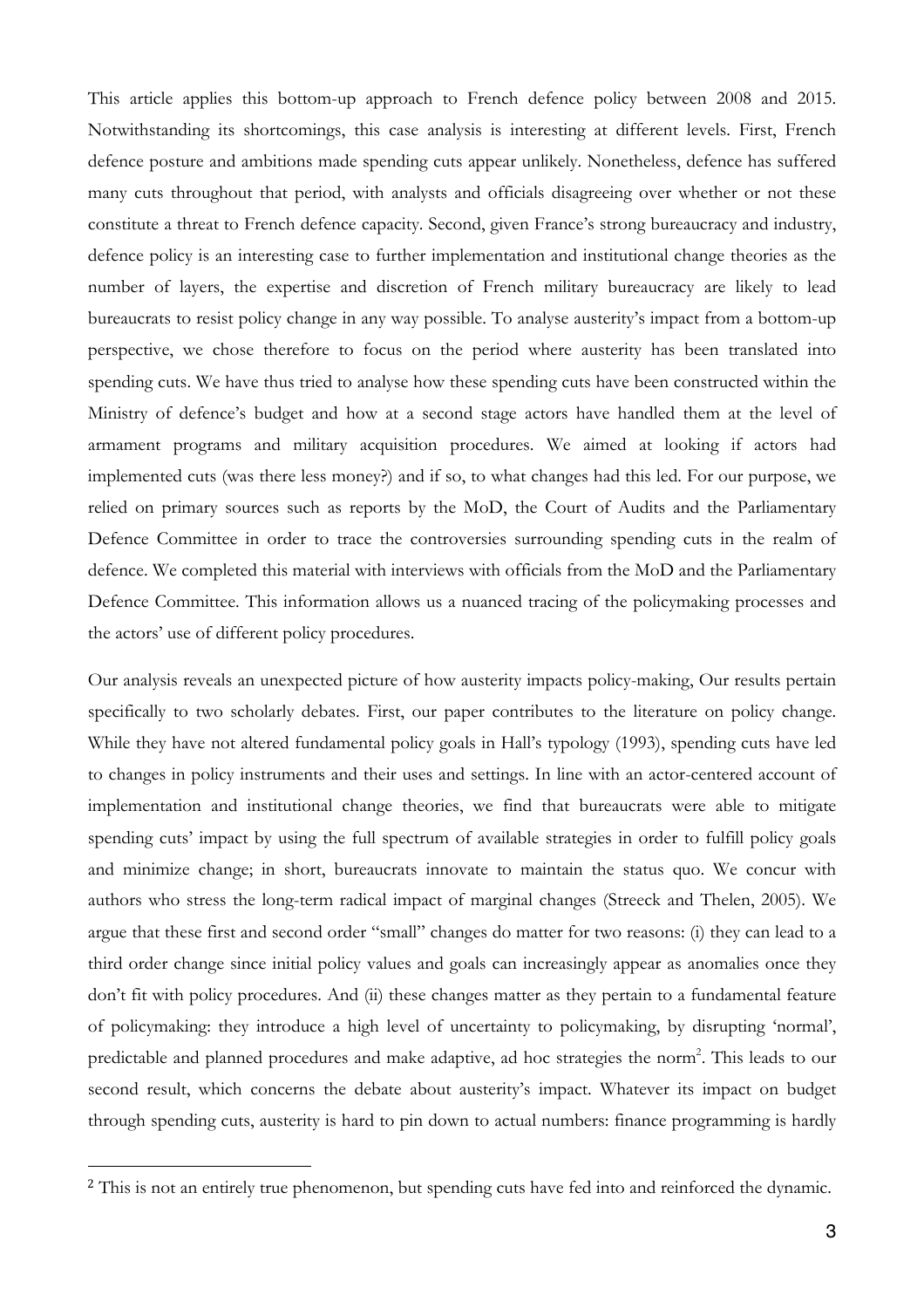This article applies this bottom-up approach to French defence policy between 2008 and 2015. Notwithstanding its shortcomings, this case analysis is interesting at different levels. First, French defence posture and ambitions made spending cuts appear unlikely. Nonetheless, defence has suffered many cuts throughout that period, with analysts and officials disagreeing over whether or not these constitute a threat to French defence capacity. Second, given France's strong bureaucracy and industry, defence policy is an interesting case to further implementation and institutional change theories as the number of layers, the expertise and discretion of French military bureaucracy are likely to lead bureaucrats to resist policy change in any way possible. To analyse austerity's impact from a bottom-up perspective, we chose therefore to focus on the period where austerity has been translated into spending cuts. We have thus tried to analyse how these spending cuts have been constructed within the Ministry of defence's budget and how at a second stage actors have handled them at the level of armament programs and military acquisition procedures. We aimed at looking if actors had implemented cuts (was there less money?) and if so, to what changes had this led. For our purpose, we relied on primary sources such as reports by the MoD, the Court of Audits and the Parliamentary Defence Committee in order to trace the controversies surrounding spending cuts in the realm of defence. We completed this material with interviews with officials from the MoD and the Parliamentary Defence Committee. This information allows us a nuanced tracing of the policymaking processes and the actors' use of different policy procedures.

Our analysis reveals an unexpected picture of how austerity impacts policy-making, Our results pertain specifically to two scholarly debates. First, our paper contributes to the literature on policy change. While they have not altered fundamental policy goals in Hall's typology (1993), spending cuts have led to changes in policy instruments and their uses and settings. In line with an actor-centered account of implementation and institutional change theories, we find that bureaucrats were able to mitigate spending cuts' impact by using the full spectrum of available strategies in order to fulfill policy goals and minimize change; in short, bureaucrats innovate to maintain the status quo. We concur with authors who stress the long-term radical impact of marginal changes (Streeck and Thelen, 2005). We argue that these first and second order "small" changes do matter for two reasons: (i) they can lead to a third order change since initial policy values and goals can increasingly appear as anomalies once they don't fit with policy procedures. And (ii) these changes matter as they pertain to a fundamental feature of policymaking: they introduce a high level of uncertainty to policymaking, by disrupting 'normal', predictable and planned procedures and make adaptive, ad hoc strategies the norm[2]. This leads to our second result, which concerns the debate about austerity's impact. Whatever its impact on budget through spending cuts, austerity is hard to pin down to actual numbers: finance programming is hardly

[2] This is not an entirely true phenomenon, but spending cuts have fed into and reinforced the dynamic.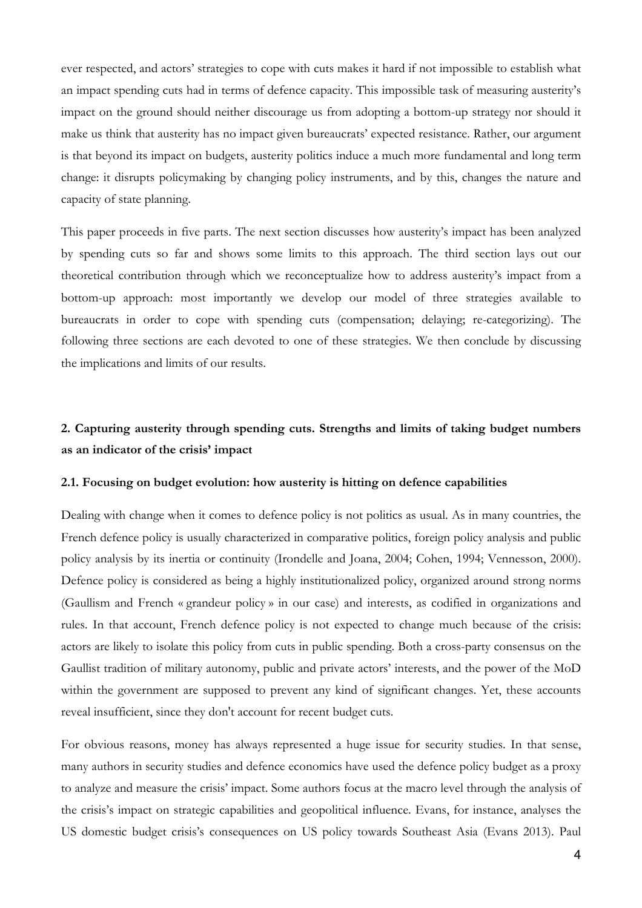ever respected, and actors' strategies to cope with cuts makes it hard if not impossible to establish what an impact spending cuts had in terms of defence capacity. This impossible task of measuring austerity's impact on the ground should neither discourage us from adopting a bottom-up strategy nor should it make us think that austerity has no impact given bureaucrats' expected resistance. Rather, our argument is that beyond its impact on budgets, austerity politics induce a much more fundamental and long term change: it disrupts policymaking by changing policy instruments, and by this, changes the nature and capacity of state planning.

This paper proceeds in five parts. The next section discusses how austerity's impact has been analyzed by spending cuts so far and shows some limits to this approach. The third section lays out our theoretical contribution through which we reconceptualize how to address austerity's impact from a bottom-up approach: most importantly we develop our model of three strategies available to bureaucrats in order to cope with spending cuts (compensation; delaying; re-categorizing). The following three sections are each devoted to one of these strategies. We then conclude by discussing the implications and limits of our results.

## 2. Capturing austerity through spending cuts. Strengths and limits of taking budget numbers as an indicator of the crisis' impact

### 2.1. Focusing on budget evolution: how austerity is hitting on defence capabilities

Dealing with change when it comes to defence policy is not politics as usual. As in many countries, the French defence policy is usually characterized in comparative politics, foreign policy analysis and public policy analysis by its inertia or continuity (Irondelle and Joana, 2004; Cohen, 1994; Vennesson, 2000). Defence policy is considered as being a highly institutionalized policy, organized around strong norms (Gaullism and French « grandeur policy » in our case) and interests, as codified in organizations and rules. In that account, French defence policy is not expected to change much because of the crisis: actors are likely to isolate this policy from cuts in public spending. Both a cross-party consensus on the Gaullist tradition of military autonomy, public and private actors' interests, and the power of the MoD within the government are supposed to prevent any kind of significant changes. Yet, these accounts reveal insufficient, since they don't account for recent budget cuts.

For obvious reasons, money has always represented a huge issue for security studies. In that sense, many authors in security studies and defence economics have used the defence policy budget as a proxy to analyze and measure the crisis' impact. Some authors focus at the macro level through the analysis of the crisis's impact on strategic capabilities and geopolitical influence. Evans, for instance, analyses the US domestic budget crisis's consequences on US policy towards Southeast Asia (Evans 2013). Paul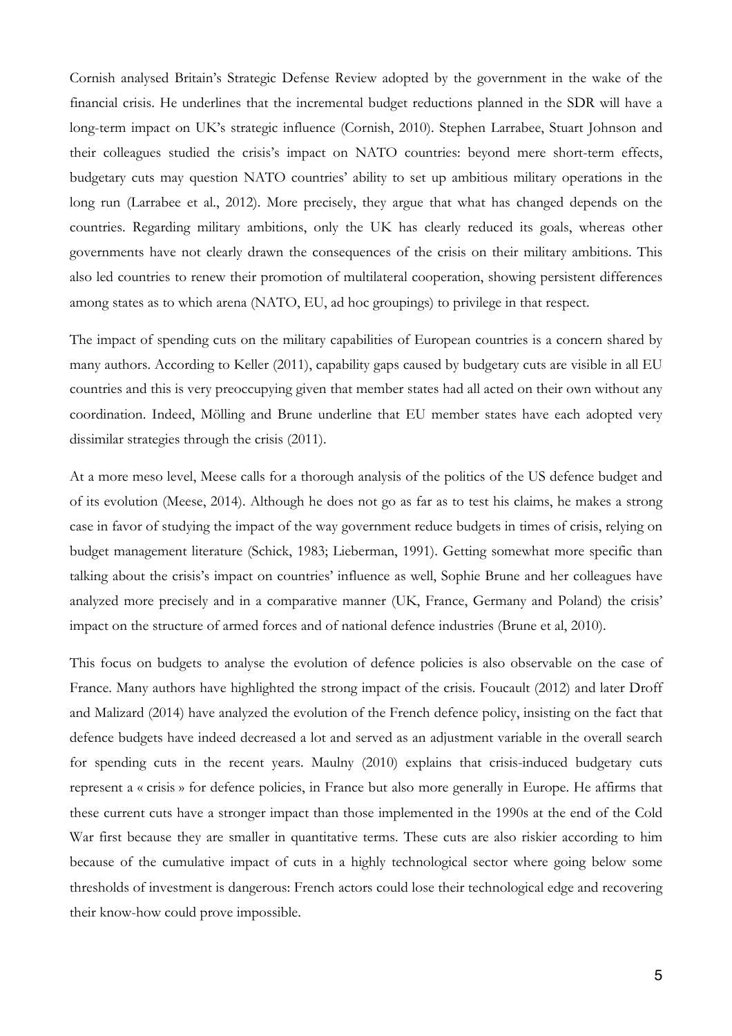Cornish analysed Britain's Strategic Defense Review adopted by the government in the wake of the financial crisis. He underlines that the incremental budget reductions planned in the SDR will have a long-term impact on UK's strategic influence (Cornish, 2010). Stephen Larrabee, Stuart Johnson and their colleagues studied the crisis's impact on NATO countries: beyond mere short-term effects, budgetary cuts may question NATO countries' ability to set up ambitious military operations in the long run (Larrabee et al., 2012). More precisely, they argue that what has changed depends on the countries. Regarding military ambitions, only the UK has clearly reduced its goals, whereas other governments have not clearly drawn the consequences of the crisis on their military ambitions. This also led countries to renew their promotion of multilateral cooperation, showing persistent differences among states as to which arena (NATO, EU, ad hoc groupings) to privilege in that respect.

The impact of spending cuts on the military capabilities of European countries is a concern shared by many authors. According to Keller (2011), capability gaps caused by budgetary cuts are visible in all EU countries and this is very preoccupying given that member states had all acted on their own without any coordination. Indeed, Mölling and Brune underline that EU member states have each adopted very dissimilar strategies through the crisis (2011).

At a more meso level, Meese calls for a thorough analysis of the politics of the US defence budget and of its evolution (Meese, 2014). Although he does not go as far as to test his claims, he makes a strong case in favor of studying the impact of the way government reduce budgets in times of crisis, relying on budget management literature (Schick, 1983; Lieberman, 1991). Getting somewhat more specific than talking about the crisis's impact on countries' influence as well, Sophie Brune and her colleagues have analyzed more precisely and in a comparative manner (UK, France, Germany and Poland) the crisis' impact on the structure of armed forces and of national defence industries (Brune et al, 2010).

This focus on budgets to analyse the evolution of defence policies is also observable on the case of France. Many authors have highlighted the strong impact of the crisis. Foucault (2012) and later Droff and Malizard (2014) have analyzed the evolution of the French defence policy, insisting on the fact that defence budgets have indeed decreased a lot and served as an adjustment variable in the overall search for spending cuts in the recent years. Maulny (2010) explains that crisis-induced budgetary cuts represent a « crisis » for defence policies, in France but also more generally in Europe. He affirms that these current cuts have a stronger impact than those implemented in the 1990s at the end of the Cold War first because they are smaller in quantitative terms. These cuts are also riskier according to him because of the cumulative impact of cuts in a highly technological sector where going below some thresholds of investment is dangerous: French actors could lose their technological edge and recovering their know-how could prove impossible.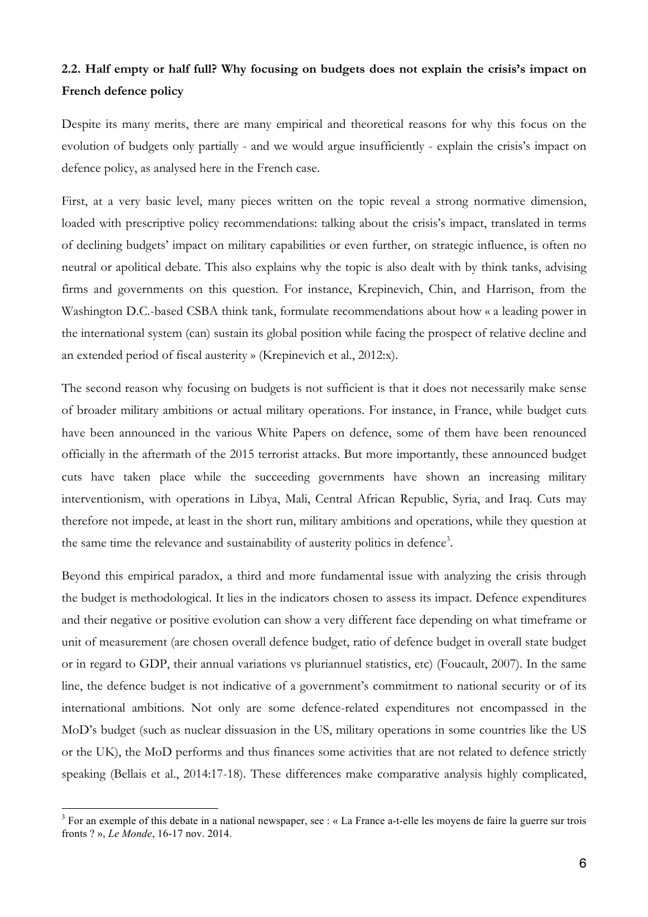### 2.2. Half empty or half full? Why focusing on budgets does not explain the crisis's impact on French defence policy

Despite its many merits, there are many empirical and theoretical reasons for why this focus on the evolution of budgets only partially - and we would argue insufficiently - explain the crisis's impact on defence policy, as analysed here in the French case.

First, at a very basic level, many pieces written on the topic reveal a strong normative dimension, loaded with prescriptive policy recommendations: talking about the crisis's impact, translated in terms of declining budgets' impact on military capabilities or even further, on strategic influence, is often no neutral or apolitical debate. This also explains why the topic is also dealt with by think tanks, advising firms and governments on this question. For instance, Krepinevich, Chin, and Harrison, from the Washington D.C.-based CSBA think tank, formulate recommendations about how « a leading power in the international system (can) sustain its global position while facing the prospect of relative decline and an extended period of fiscal austerity » (Krepinevich et al., 2012:x).

The second reason why focusing on budgets is not sufficient is that it does not necessarily make sense of broader military ambitions or actual military operations. For instance, in France, while budget cuts have been announced in the various White Papers on defence, some of them have been renounced officially in the aftermath of the 2015 terrorist attacks. But more importantly, these announced budget cuts have taken place while the succeeding governments have shown an increasing military interventionism, with operations in Libya, Mali, Central African Republic, Syria, and Iraq. Cuts may therefore not impede, at least in the short run, military ambitions and operations, while they question at the same time the relevance and sustainability of austerity politics in defence[3].

Beyond this empirical paradox, a third and more fundamental issue with analyzing the crisis through the budget is methodological. It lies in the indicators chosen to assess its impact. Defence expenditures and their negative or positive evolution can show a very different face depending on what timeframe or unit of measurement (are chosen overall defence budget, ratio of defence budget in overall state budget or in regard to GDP, their annual variations vs pluriannuel statistics, etc) (Foucault, 2007). In the same line, the defence budget is not indicative of a government's commitment to national security or of its international ambitions. Not only are some defence-related expenditures not encompassed in the MoD's budget (such as nuclear dissuasion in the US, military operations in some countries like the US or the UK), the MoD performs and thus finances some activities that are not related to defence strictly speaking (Bellais et al., 2014:17-18). These differences make comparative analysis highly complicated,

[3] For an exemple of this debate in a national newspaper, see : « La France a-t-elle les moyens de faire la guerre sur trois fronts ? », *Le Monde*, 16-17 nov. 2014.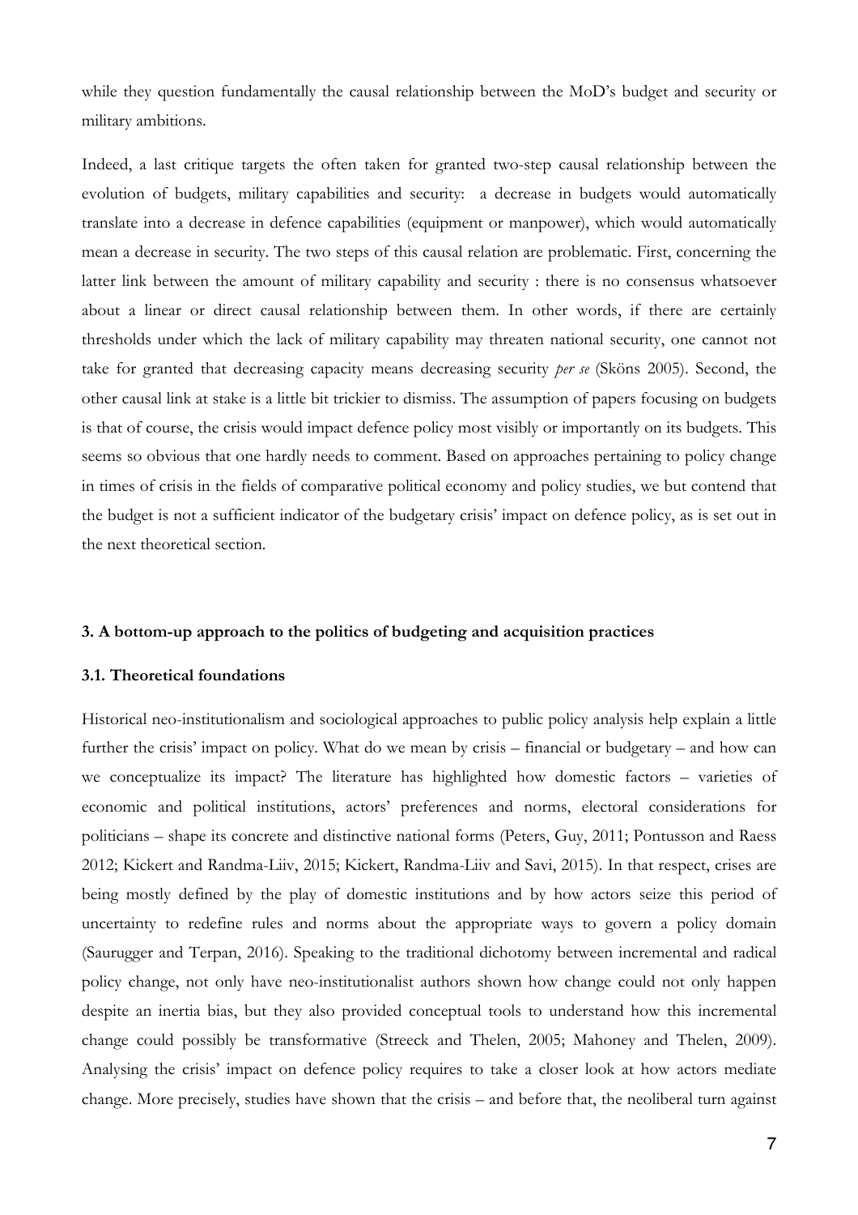while they question fundamentally the causal relationship between the MoD's budget and security or military ambitions.

Indeed, a last critique targets the often taken for granted two-step causal relationship between the evolution of budgets, military capabilities and security: a decrease in budgets would automatically translate into a decrease in defence capabilities (equipment or manpower), which would automatically mean a decrease in security. The two steps of this causal relation are problematic. First, concerning the latter link between the amount of military capability and security : there is no consensus whatsoever about a linear or direct causal relationship between them. In other words, if there are certainly thresholds under which the lack of military capability may threaten national security, one cannot not take for granted that decreasing capacity means decreasing security *per se* (Sköns 2005). Second, the other causal link at stake is a little bit trickier to dismiss. The assumption of papers focusing on budgets is that of course, the crisis would impact defence policy most visibly or importantly on its budgets. This seems so obvious that one hardly needs to comment. Based on approaches pertaining to policy change in times of crisis in the fields of comparative political economy and policy studies, we but contend that the budget is not a sufficient indicator of the budgetary crisis' impact on defence policy, as is set out in the next theoretical section.

## 3. A bottom-up approach to the politics of budgeting and acquisition practices

### 3.1. Theoretical foundations

Historical neo-institutionalism and sociological approaches to public policy analysis help explain a little further the crisis' impact on policy. What do we mean by crisis – financial or budgetary – and how can we conceptualize its impact? The literature has highlighted how domestic factors – varieties of economic and political institutions, actors' preferences and norms, electoral considerations for politicians – shape its concrete and distinctive national forms (Peters, Guy, 2011; Pontusson and Raess 2012; Kickert and Randma-Liiv, 2015; Kickert, Randma-Liiv and Savi, 2015). In that respect, crises are being mostly defined by the play of domestic institutions and by how actors seize this period of uncertainty to redefine rules and norms about the appropriate ways to govern a policy domain (Saurugger and Terpan, 2016). Speaking to the traditional dichotomy between incremental and radical policy change, not only have neo-institutionalist authors shown how change could not only happen despite an inertia bias, but they also provided conceptual tools to understand how this incremental change could possibly be transformative (Streeck and Thelen, 2005; Mahoney and Thelen, 2009). Analysing the crisis' impact on defence policy requires to take a closer look at how actors mediate change. More precisely, studies have shown that the crisis – and before that, the neoliberal turn against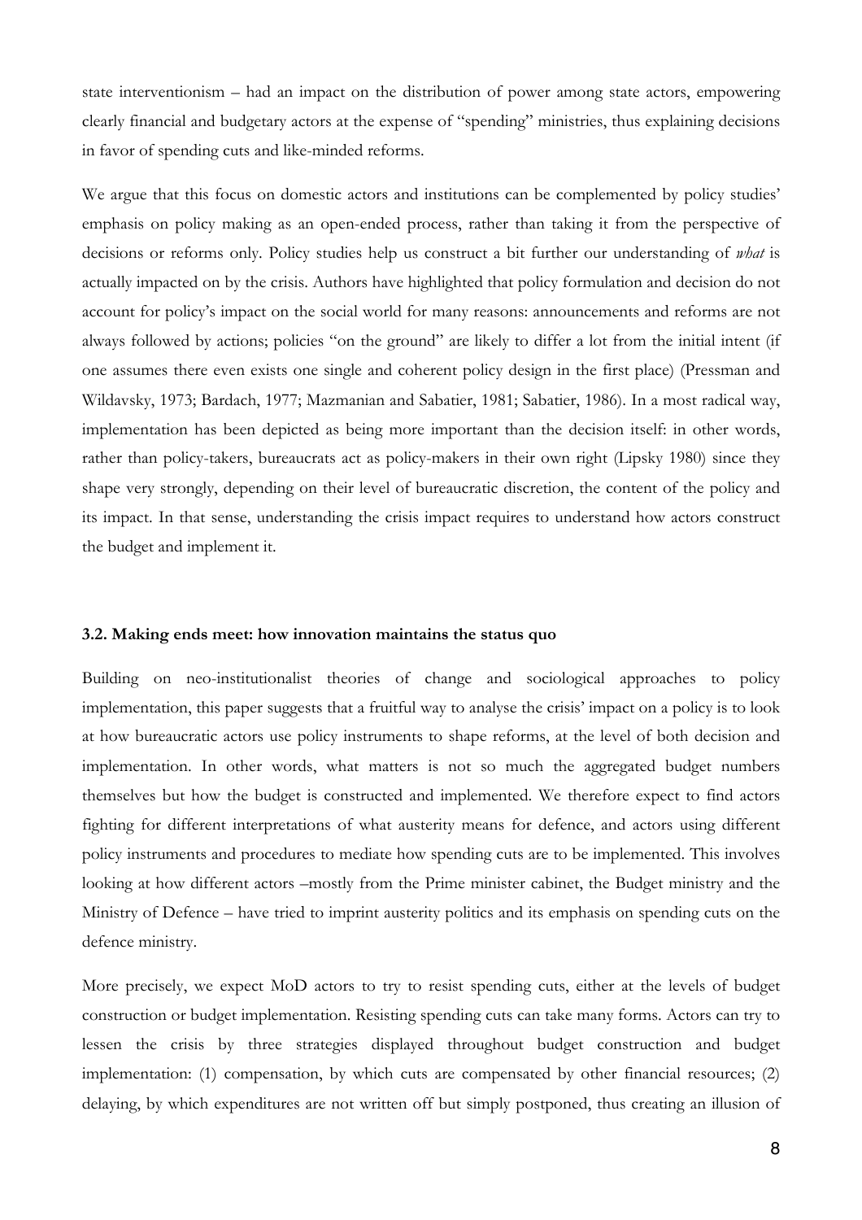state interventionism – had an impact on the distribution of power among state actors, empowering clearly financial and budgetary actors at the expense of "spending" ministries, thus explaining decisions in favor of spending cuts and like-minded reforms.

We argue that this focus on domestic actors and institutions can be complemented by policy studies' emphasis on policy making as an open-ended process, rather than taking it from the perspective of decisions or reforms only. Policy studies help us construct a bit further our understanding of *what* is actually impacted on by the crisis. Authors have highlighted that policy formulation and decision do not account for policy's impact on the social world for many reasons: announcements and reforms are not always followed by actions; policies "on the ground" are likely to differ a lot from the initial intent (if one assumes there even exists one single and coherent policy design in the first place) (Pressman and Wildavsky, 1973; Bardach, 1977; Mazmanian and Sabatier, 1981; Sabatier, 1986). In a most radical way, implementation has been depicted as being more important than the decision itself: in other words, rather than policy-takers, bureaucrats act as policy-makers in their own right (Lipsky 1980) since they shape very strongly, depending on their level of bureaucratic discretion, the content of the policy and its impact. In that sense, understanding the crisis impact requires to understand how actors construct the budget and implement it.

### 3.2. Making ends meet: how innovation maintains the status quo

Building on neo-institutionalist theories of change and sociological approaches to policy implementation, this paper suggests that a fruitful way to analyse the crisis' impact on a policy is to look at how bureaucratic actors use policy instruments to shape reforms, at the level of both decision and implementation. In other words, what matters is not so much the aggregated budget numbers themselves but how the budget is constructed and implemented. We therefore expect to find actors fighting for different interpretations of what austerity means for defence, and actors using different policy instruments and procedures to mediate how spending cuts are to be implemented. This involves looking at how different actors –mostly from the Prime minister cabinet, the Budget ministry and the Ministry of Defence – have tried to imprint austerity politics and its emphasis on spending cuts on the defence ministry.

More precisely, we expect MoD actors to try to resist spending cuts, either at the levels of budget construction or budget implementation. Resisting spending cuts can take many forms. Actors can try to lessen the crisis by three strategies displayed throughout budget construction and budget implementation: (1) compensation, by which cuts are compensated by other financial resources; (2) delaying, by which expenditures are not written off but simply postponed, thus creating an illusion of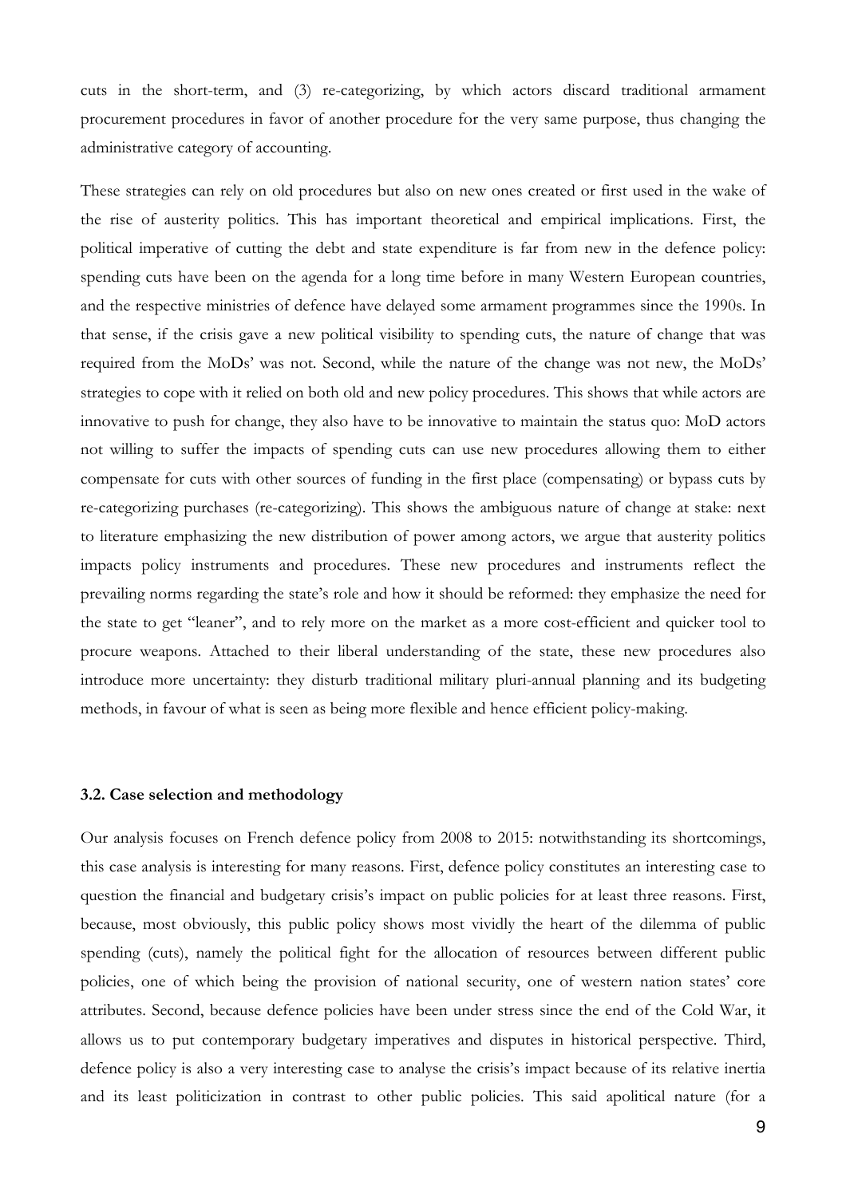cuts in the short-term, and (3) re-categorizing, by which actors discard traditional armament procurement procedures in favor of another procedure for the very same purpose, thus changing the administrative category of accounting.

These strategies can rely on old procedures but also on new ones created or first used in the wake of the rise of austerity politics. This has important theoretical and empirical implications. First, the political imperative of cutting the debt and state expenditure is far from new in the defence policy: spending cuts have been on the agenda for a long time before in many Western European countries, and the respective ministries of defence have delayed some armament programmes since the 1990s. In that sense, if the crisis gave a new political visibility to spending cuts, the nature of change that was required from the MoDs' was not. Second, while the nature of the change was not new, the MoDs' strategies to cope with it relied on both old and new policy procedures. This shows that while actors are innovative to push for change, they also have to be innovative to maintain the status quo: MoD actors not willing to suffer the impacts of spending cuts can use new procedures allowing them to either compensate for cuts with other sources of funding in the first place (compensating) or bypass cuts by re-categorizing purchases (re-categorizing). This shows the ambiguous nature of change at stake: next to literature emphasizing the new distribution of power among actors, we argue that austerity politics impacts policy instruments and procedures. These new procedures and instruments reflect the prevailing norms regarding the state's role and how it should be reformed: they emphasize the need for the state to get "leaner", and to rely more on the market as a more cost-efficient and quicker tool to procure weapons. Attached to their liberal understanding of the state, these new procedures also introduce more uncertainty: they disturb traditional military pluri-annual planning and its budgeting methods, in favour of what is seen as being more flexible and hence efficient policy-making.

### 3.2. Case selection and methodology

Our analysis focuses on French defence policy from 2008 to 2015: notwithstanding its shortcomings, this case analysis is interesting for many reasons. First, defence policy constitutes an interesting case to question the financial and budgetary crisis's impact on public policies for at least three reasons. First, because, most obviously, this public policy shows most vividly the heart of the dilemma of public spending (cuts), namely the political fight for the allocation of resources between different public policies, one of which being the provision of national security, one of western nation states' core attributes. Second, because defence policies have been under stress since the end of the Cold War, it allows us to put contemporary budgetary imperatives and disputes in historical perspective. Third, defence policy is also a very interesting case to analyse the crisis's impact because of its relative inertia and its least politicization in contrast to other public policies. This said apolitical nature (for a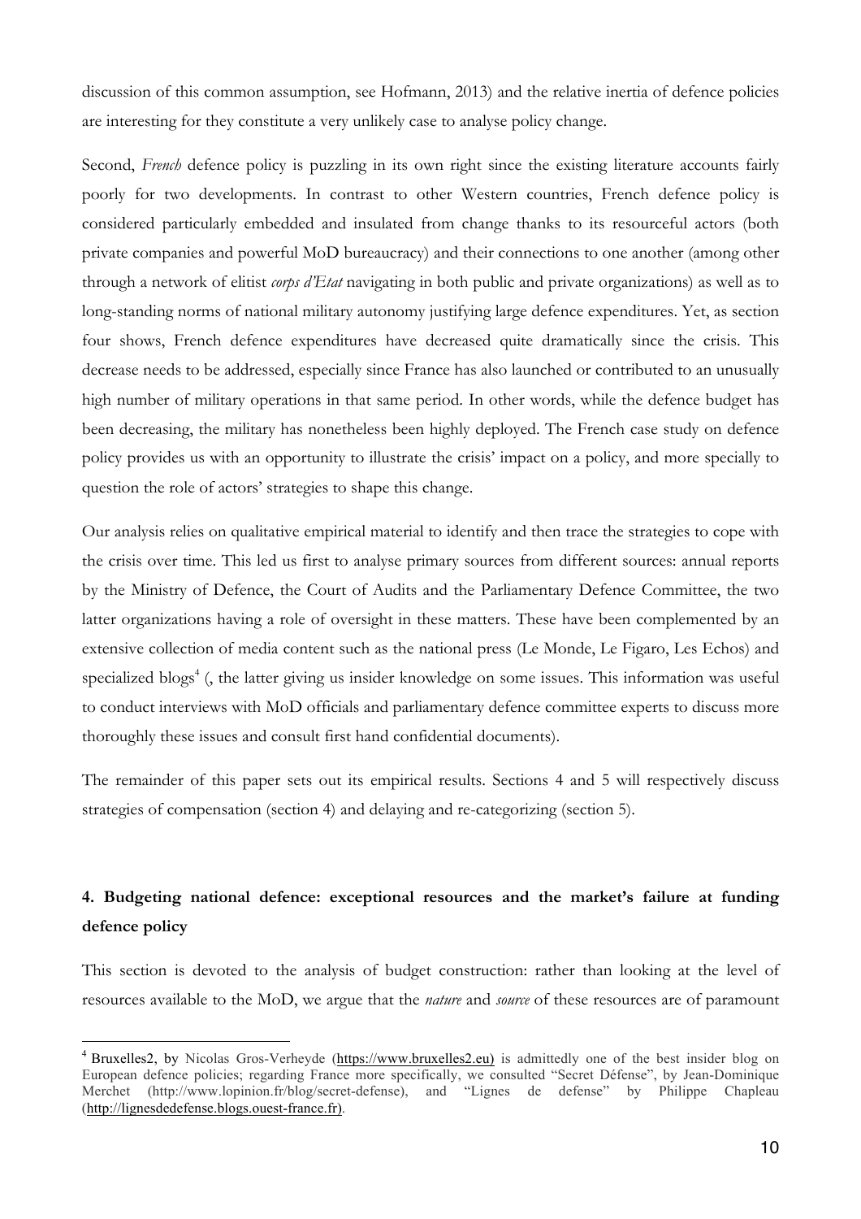discussion of this common assumption, see Hofmann, 2013) and the relative inertia of defence policies are interesting for they constitute a very unlikely case to analyse policy change.

Second, *French* defence policy is puzzling in its own right since the existing literature accounts fairly poorly for two developments. In contrast to other Western countries, French defence policy is considered particularly embedded and insulated from change thanks to its resourceful actors (both private companies and powerful MoD bureaucracy) and their connections to one another (among other through a network of elitist *corps d'Etat* navigating in both public and private organizations) as well as to long-standing norms of national military autonomy justifying large defence expenditures. Yet, as section four shows, French defence expenditures have decreased quite dramatically since the crisis. This decrease needs to be addressed, especially since France has also launched or contributed to an unusually high number of military operations in that same period. In other words, while the defence budget has been decreasing, the military has nonetheless been highly deployed. The French case study on defence policy provides us with an opportunity to illustrate the crisis' impact on a policy, and more specially to question the role of actors' strategies to shape this change.

Our analysis relies on qualitative empirical material to identify and then trace the strategies to cope with the crisis over time. This led us first to analyse primary sources from different sources: annual reports by the Ministry of Defence, the Court of Audits and the Parliamentary Defence Committee, the two latter organizations having a role of oversight in these matters. These have been complemented by an extensive collection of media content such as the national press (Le Monde, Le Figaro, Les Echos) and specialized blogs[4] (, the latter giving us insider knowledge on some issues. This information was useful to conduct interviews with MoD officials and parliamentary defence committee experts to discuss more thoroughly these issues and consult first hand confidential documents).

The remainder of this paper sets out its empirical results. Sections 4 and 5 will respectively discuss strategies of compensation (section 4) and delaying and re-categorizing (section 5).

## 4. Budgeting national defence: exceptional resources and the market's failure at funding defence policy

This section is devoted to the analysis of budget construction: rather than looking at the level of resources available to the MoD, we argue that the *nature* and *source* of these resources are of paramount

---

[4] Bruxelles2, by Nicolas Gros-Verheyde (https://www.bruxelles2.eu) is admittedly one of the best insider blog on European defence policies; regarding France more specifically, we consulted "Secret Défense", by Jean-Dominique Merchet (http://www.lopinion.fr/blog/secret-defense), and "Lignes de defense" by Philippe Chapleau (http://lignesdedefense.blogs.ouest-france.fr).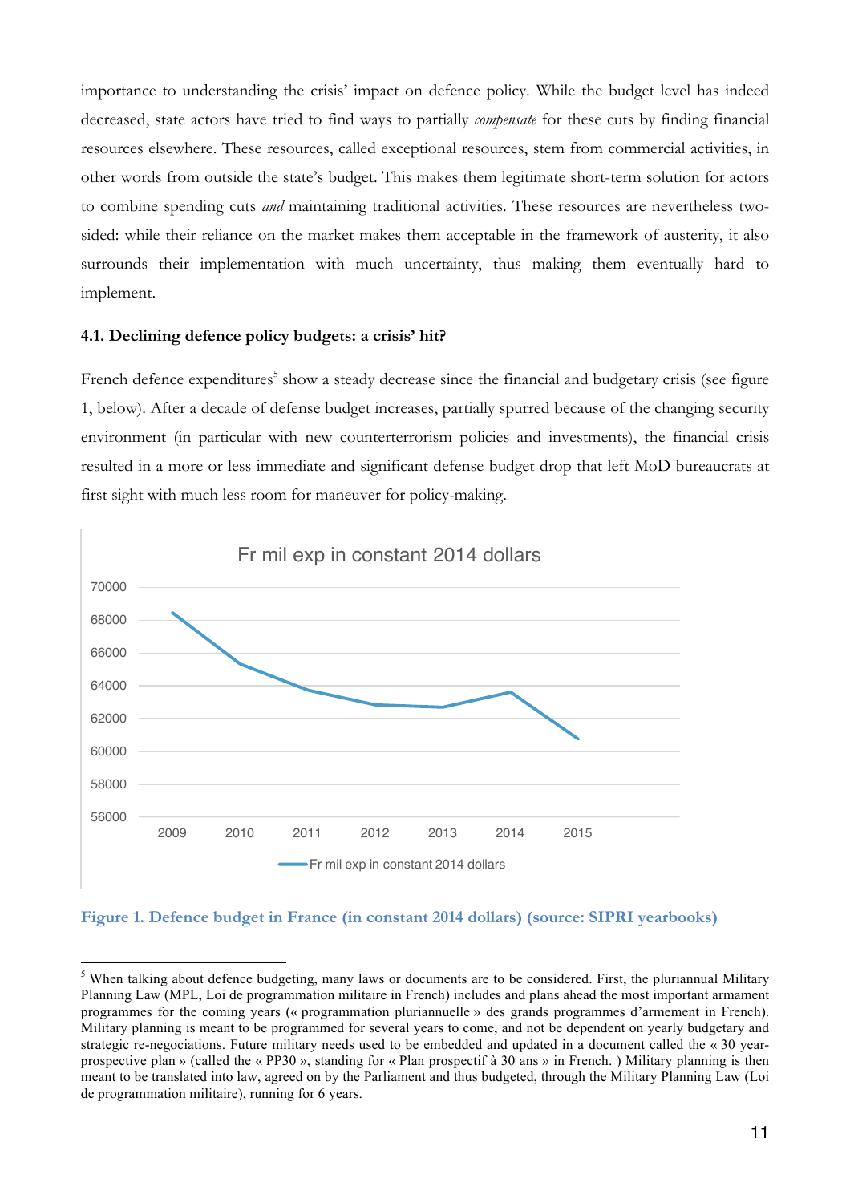importance to understanding the crisis' impact on defence policy. While the budget level has indeed decreased, state actors have tried to find ways to partially *compensate* for these cuts by finding financial resources elsewhere. These resources, called exceptional resources, stem from commercial activities, in other words from outside the state's budget. This makes them legitimate short-term solution for actors to combine spending cuts *and* maintaining traditional activities. These resources are nevertheless two-sided: while their reliance on the market makes them acceptable in the framework of austerity, it also surrounds their implementation with much uncertainty, thus making them eventually hard to implement.

### 4.1. Declining defence policy budgets: a crisis' hit?

French defence expenditures[5] show a steady decrease since the financial and budgetary crisis (see figure 1, below). After a decade of defense budget increases, partially spurred because of the changing security environment (in particular with new counterterrorism policies and investments), the financial crisis resulted in a more or less immediate and significant defense budget drop that left MoD bureaucrats at first sight with much less room for maneuver for policy-making.

**Figure 1. Defence budget in France (in constant 2014 dollars) (source: SIPRI yearbooks)**

[5] When talking about defence budgeting, many laws or documents are to be considered. First, the pluriannual Military Planning Law (MPL, Loi de programmation militaire in French) includes and plans ahead the most important armament programmes for the coming years (« programmation pluriannuelle » des grands programmes d'armement in French). Military planning is meant to be programmed for several years to come, and not be dependent on yearly budgetary and strategic re-negociations. Future military needs used to be embedded and updated in a document called the « 30 year-prospective plan » (called the « PP30 », standing for « Plan prospectif à 30 ans » in French. ) Military planning is then meant to be translated into law, agreed on by the Parliament and thus budgeted, through the Military Planning Law (Loi de programmation militaire), running for 6 years.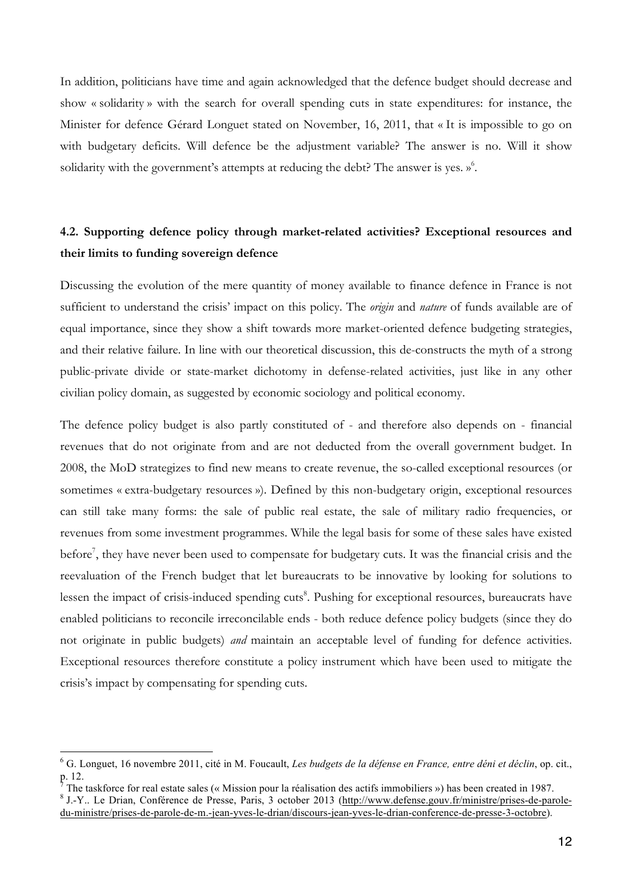In addition, politicians have time and again acknowledged that the defence budget should decrease and show « solidarity » with the search for overall spending cuts in state expenditures: for instance, the Minister for defence Gérard Longuet stated on November, 16, 2011, that « It is impossible to go on with budgetary deficits. Will defence be the adjustment variable? The answer is no. Will it show solidarity with the government's attempts at reducing the debt? The answer is yes. »[6].

### 4.2. Supporting defence policy through market-related activities? Exceptional resources and their limits to funding sovereign defence

Discussing the evolution of the mere quantity of money available to finance defence in France is not sufficient to understand the crisis' impact on this policy. The *origin* and *nature* of funds available are of equal importance, since they show a shift towards more market-oriented defence budgeting strategies, and their relative failure. In line with our theoretical discussion, this de-constructs the myth of a strong public-private divide or state-market dichotomy in defense-related activities, just like in any other civilian policy domain, as suggested by economic sociology and political economy.

The defence policy budget is also partly constituted of - and therefore also depends on - financial revenues that do not originate from and are not deducted from the overall government budget. In 2008, the MoD strategizes to find new means to create revenue, the so-called exceptional resources (or sometimes « extra-budgetary resources »). Defined by this non-budgetary origin, exceptional resources can still take many forms: the sale of public real estate, the sale of military radio frequencies, or revenues from some investment programmes. While the legal basis for some of these sales have existed before[7], they have never been used to compensate for budgetary cuts. It was the financial crisis and the reevaluation of the French budget that let bureaucrats to be innovative by looking for solutions to lessen the impact of crisis-induced spending cuts[8]. Pushing for exceptional resources, bureaucrats have enabled politicians to reconcile irreconcilable ends - both reduce defence policy budgets (since they do not originate in public budgets) *and* maintain an acceptable level of funding for defence activities. Exceptional resources therefore constitute a policy instrument which have been used to mitigate the crisis's impact by compensating for spending cuts.

---

[6] G. Longuet, 16 novembre 2011, cité in M. Foucault, *Les budgets de la défense en France, entre déni et déclin*, op. cit., p. 12.

[7] The taskforce for real estate sales (« Mission pour la réalisation des actifs immobiliers ») has been created in 1987.

[8] J.-Y.. Le Drian, Conférence de Presse, Paris, 3 october 2013 (http://www.defense.gouv.fr/ministre/prises-de-parole-du-ministre/prises-de-parole-de-m.-jean-yves-le-drian/discours-jean-yves-le-drian-conference-de-presse-3-octobre).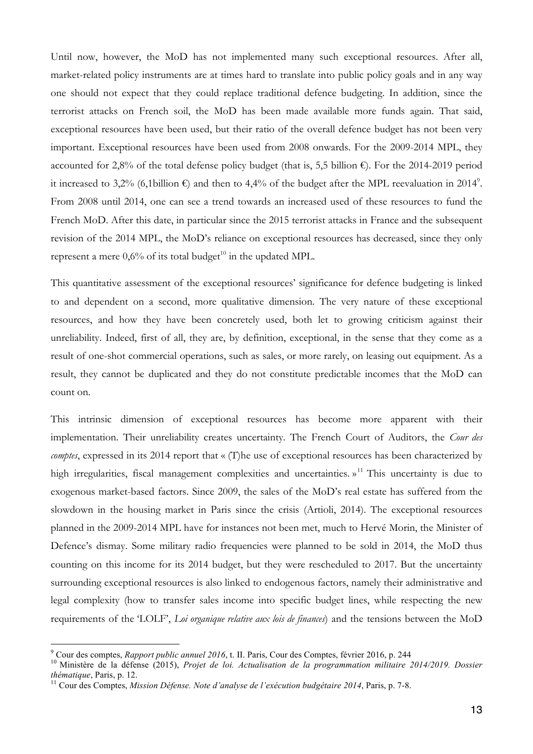Until now, however, the MoD has not implemented many such exceptional resources. After all, market-related policy instruments are at times hard to translate into public policy goals and in any way one should not expect that they could replace traditional defence budgeting. In addition, since the terrorist attacks on French soil, the MoD has been made available more funds again. That said, exceptional resources have been used, but their ratio of the overall defence budget has not been very important. Exceptional resources have been used from 2008 onwards. For the 2009-2014 MPL, they accounted for 2,8% of the total defense policy budget (that is, 5,5 billion €). For the 2014-2019 period it increased to 3,2% (6,1billion €) and then to 4,4% of the budget after the MPL reevaluation in 2014[9]. From 2008 until 2014, one can see a trend towards an increased used of these resources to fund the French MoD. After this date, in particular since the 2015 terrorist attacks in France and the subsequent revision of the 2014 MPL, the MoD's reliance on exceptional resources has decreased, since they only represent a mere 0,6% of its total budget[10] in the updated MPL.

This quantitative assessment of the exceptional resources' significance for defence budgeting is linked to and dependent on a second, more qualitative dimension. The very nature of these exceptional resources, and how they have been concretely used, both let to growing criticism against their unreliability. Indeed, first of all, they are, by definition, exceptional, in the sense that they come as a result of one-shot commercial operations, such as sales, or more rarely, on leasing out equipment. As a result, they cannot be duplicated and they do not constitute predictable incomes that the MoD can count on.

This intrinsic dimension of exceptional resources has become more apparent with their implementation. Their unreliability creates uncertainty. The French Court of Auditors, the *Cour des comptes*, expressed in its 2014 report that « (T)he use of exceptional resources has been characterized by high irregularities, fiscal management complexities and uncertainties. »[11] This uncertainty is due to exogenous market-based factors. Since 2009, the sales of the MoD's real estate has suffered from the slowdown in the housing market in Paris since the crisis (Artioli, 2014). The exceptional resources planned in the 2009-2014 MPL have for instances not been met, much to Hervé Morin, the Minister of Defence's dismay. Some military radio frequencies were planned to be sold in 2014, the MoD thus counting on this income for its 2014 budget, but they were rescheduled to 2017. But the uncertainty surrounding exceptional resources is also linked to endogenous factors, namely their administrative and legal complexity (how to transfer sales income into specific budget lines, while respecting the new requirements of the 'LOLF', *Loi organique relative aux lois de finances*) and the tensions between the MoD

---

[9] Cour des comptes, *Rapport public annuel 2016*, t. II. Paris, Cour des Comptes, février 2016, p. 244

[10] Ministère de la défense (2015), *Projet de loi. Actualisation de la programmation militaire 2014/2019. Dossier thématique*, Paris, p. 12.

[11] Cour des Comptes, *Mission Défense. Note d'analyse de l'exécution budgétaire 2014*, Paris, p. 7-8.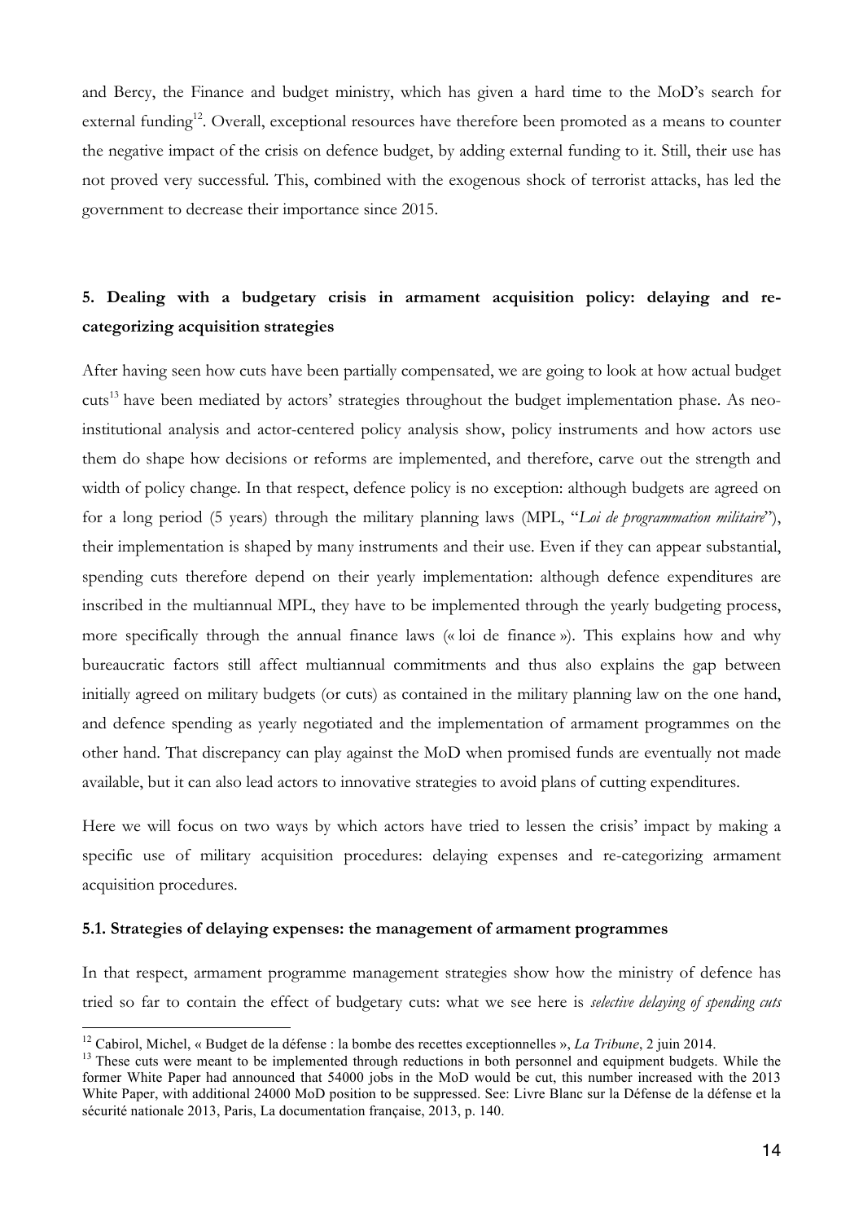and Bercy, the Finance and budget ministry, which has given a hard time to the MoD's search for external funding[12]. Overall, exceptional resources have therefore been promoted as a means to counter the negative impact of the crisis on defence budget, by adding external funding to it. Still, their use has not proved very successful. This, combined with the exogenous shock of terrorist attacks, has led the government to decrease their importance since 2015.

## 5. Dealing with a budgetary crisis in armament acquisition policy: delaying and re-categorizing acquisition strategies

After having seen how cuts have been partially compensated, we are going to look at how actual budget cuts[13] have been mediated by actors' strategies throughout the budget implementation phase. As neo-institutional analysis and actor-centered policy analysis show, policy instruments and how actors use them do shape how decisions or reforms are implemented, and therefore, carve out the strength and width of policy change. In that respect, defence policy is no exception: although budgets are agreed on for a long period (5 years) through the military planning laws (MPL, "*Loi de programmation militaire*"), their implementation is shaped by many instruments and their use. Even if they can appear substantial, spending cuts therefore depend on their yearly implementation: although defence expenditures are inscribed in the multiannual MPL, they have to be implemented through the yearly budgeting process, more specifically through the annual finance laws (« loi de finance »). This explains how and why bureaucratic factors still affect multiannual commitments and thus also explains the gap between initially agreed on military budgets (or cuts) as contained in the military planning law on the one hand, and defence spending as yearly negotiated and the implementation of armament programmes on the other hand. That discrepancy can play against the MoD when promised funds are eventually not made available, but it can also lead actors to innovative strategies to avoid plans of cutting expenditures.

Here we will focus on two ways by which actors have tried to lessen the crisis' impact by making a specific use of military acquisition procedures: delaying expenses and re-categorizing armament acquisition procedures.

### 5.1. Strategies of delaying expenses: the management of armament programmes

In that respect, armament programme management strategies show how the ministry of defence has tried so far to contain the effect of budgetary cuts: what we see here is *selective delaying of spending cuts*

[12] Cabirol, Michel, « Budget de la défense : la bombe des recettes exceptionnelles », *La Tribune*, 2 juin 2014.

[13] These cuts were meant to be implemented through reductions in both personnel and equipment budgets. While the former White Paper had announced that 54000 jobs in the MoD would be cut, this number increased with the 2013 White Paper, with additional 24000 MoD position to be suppressed. See: Livre Blanc sur la Défense de la défense et la sécurité nationale 2013, Paris, La documentation française, 2013, p. 140.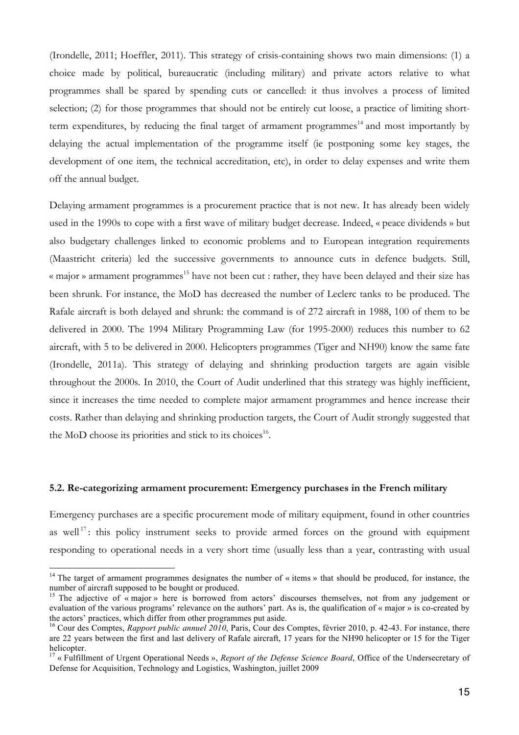(Irondelle, 2011; Hoeffler, 2011). This strategy of crisis-containing shows two main dimensions: (1) a choice made by political, bureaucratic (including military) and private actors relative to what programmes shall be spared by spending cuts or cancelled: it thus involves a process of limited selection; (2) for those programmes that should not be entirely cut loose, a practice of limiting short-term expenditures, by reducing the final target of armament programmes[14] and most importantly by delaying the actual implementation of the programme itself (ie postponing some key stages, the development of one item, the technical accreditation, etc), in order to delay expenses and write them off the annual budget.

Delaying armament programmes is a procurement practice that is not new. It has already been widely used in the 1990s to cope with a first wave of military budget decrease. Indeed, « peace dividends » but also budgetary challenges linked to economic problems and to European integration requirements (Maastricht criteria) led the successive governments to announce cuts in defence budgets. Still, « major » armament programmes[15] have not been cut : rather, they have been delayed and their size has been shrunk. For instance, the MoD has decreased the number of Leclerc tanks to be produced. The Rafale aircraft is both delayed and shrunk: the command is of 272 aircraft in 1988, 100 of them to be delivered in 2000. The 1994 Military Programming Law (for 1995-2000) reduces this number to 62 aircraft, with 5 to be delivered in 2000. Helicopters programmes (Tiger and NH90) know the same fate (Irondelle, 2011a). This strategy of delaying and shrinking production targets are again visible throughout the 2000s. In 2010, the Court of Audit underlined that this strategy was highly inefficient, since it increases the time needed to complete major armament programmes and hence increase their costs. Rather than delaying and shrinking production targets, the Court of Audit strongly suggested that the MoD choose its priorities and stick to its choices[16].

### 5.2. Re-categorizing armament procurement: Emergency purchases in the French military

Emergency purchases are a specific procurement mode of military equipment, found in other countries as well[17]: this policy instrument seeks to provide armed forces on the ground with equipment responding to operational needs in a very short time (usually less than a year, contrasting with usual

---

[14] The target of armament programmes designates the number of « items » that should be produced, for instance, the number of aircraft supposed to be bought or produced.

[15] The adjective of « major » here is borrowed from actors' discourses themselves, not from any judgement or evaluation of the various programs' relevance on the authors' part. As is, the qualification of « major » is co-created by the actors' practices, which differ from other programmes put aside.

[16] Cour des Comptes, *Rapport public annuel 2010*, Paris, Cour des Comptes, février 2010, p. 42-43. For instance, there are 22 years between the first and last delivery of Rafale aircraft, 17 years for the NH90 helicopter or 15 for the Tiger helicopter.

[17] « Fulfillment of Urgent Operational Needs », *Report of the Defense Science Board*, Office of the Undersecretary of Defense for Acquisition, Technology and Logistics, Washington, juillet 2009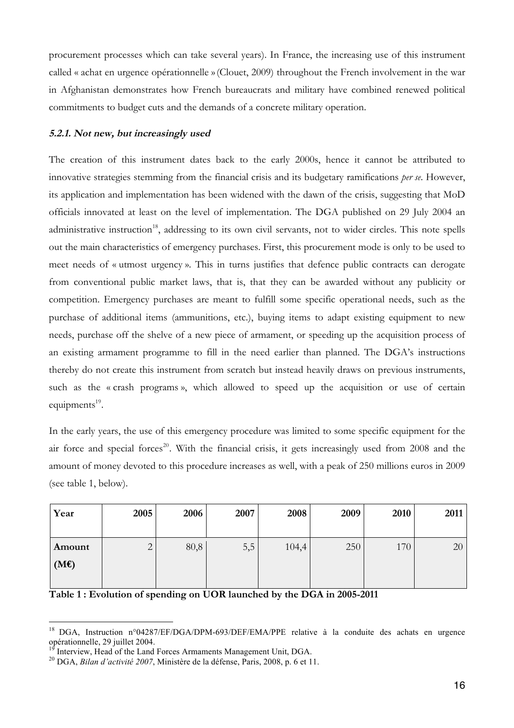procurement processes which can take several years). In France, the increasing use of this instrument called « achat en urgence opérationnelle » (Clouet, 2009) throughout the French involvement in the war in Afghanistan demonstrates how French bureaucrats and military have combined renewed political commitments to budget cuts and the demands of a concrete military operation.

#### 5.2.1. Not new, but increasingly used

The creation of this instrument dates back to the early 2000s, hence it cannot be attributed to innovative strategies stemming from the financial crisis and its budgetary ramifications *per se*. However, its application and implementation has been widened with the dawn of the crisis, suggesting that MoD officials innovated at least on the level of implementation. The DGA published on 29 July 2004 an administrative instruction[18], addressing to its own civil servants, not to wider circles. This note spells out the main characteristics of emergency purchases. First, this procurement mode is only to be used to meet needs of « utmost urgency ». This in turns justifies that defence public contracts can derogate from conventional public market laws, that is, that they can be awarded without any publicity or competition. Emergency purchases are meant to fulfill some specific operational needs, such as the purchase of additional items (ammunitions, etc.), buying items to adapt existing equipment to new needs, purchase off the shelve of a new piece of armament, or speeding up the acquisition process of an existing armament programme to fill in the need earlier than planned. The DGA's instructions thereby do not create this instrument from scratch but instead heavily draws on previous instruments, such as the « crash programs », which allowed to speed up the acquisition or use of certain equipments[19].

In the early years, the use of this emergency procedure was limited to some specific equipment for the air force and special forces[20]. With the financial crisis, it gets increasingly used from 2008 and the amount of money devoted to this procedure increases as well, with a peak of 250 millions euros in 2009 (see table 1, below).

| **Year** | **2005** | **2006** | **2007** | **2008** | **2009** | **2010** | **2011** |
|---|---|---|---|---|---|---|---|
| **Amount (M€)** | 2 | 80,8 | 5,5 | 104,4 | 250 | 170 | 20 |

**Table 1 : Evolution of spending on UOR launched by the DGA in 2005-2011**

---

[18] DGA, Instruction n°04287/EF/DGA/DPM-693/DEF/EMA/PPE relative à la conduite des achats en urgence opérationnelle, 29 juillet 2004.

[19] Interview, Head of the Land Forces Armaments Management Unit, DGA.

[20] DGA, *Bilan d'activité 2007*, Ministère de la défense, Paris, 2008, p. 6 et 11.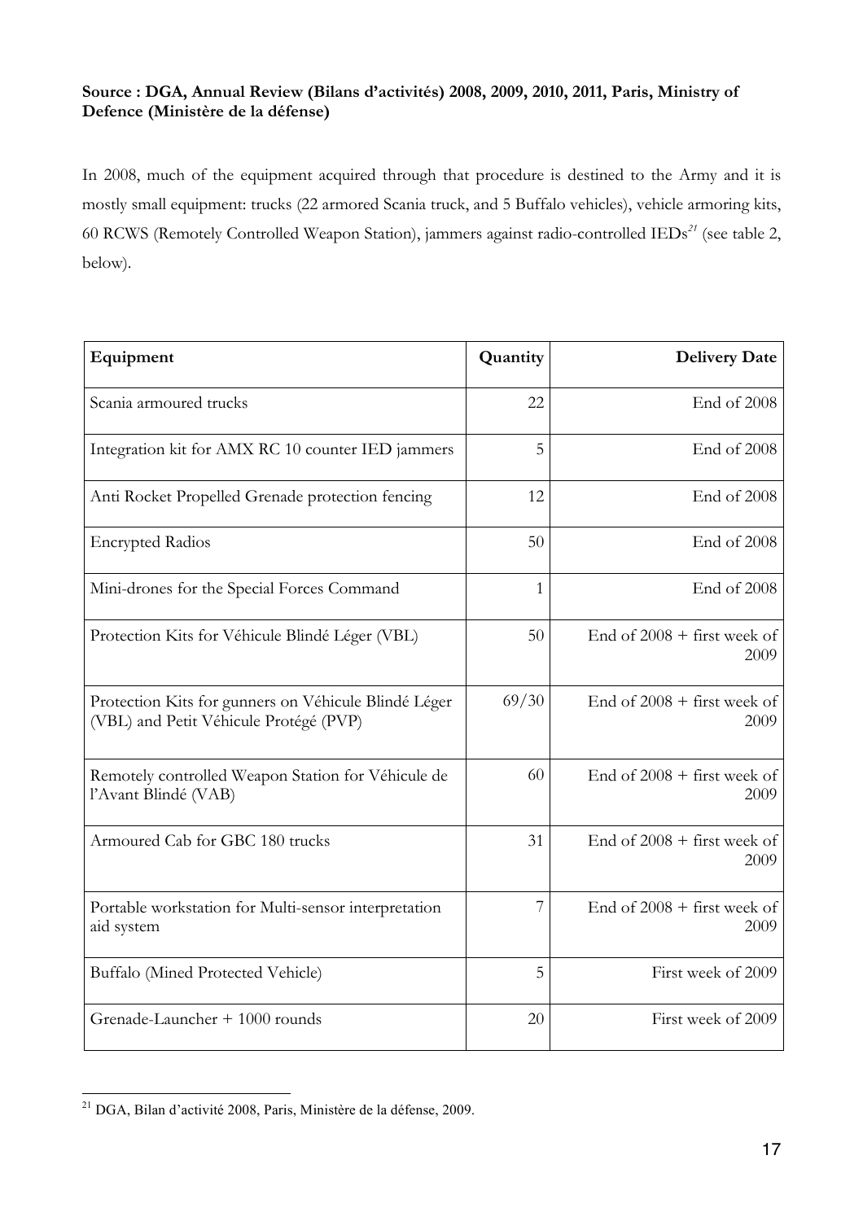**Source : DGA, Annual Review (Bilans d'activités) 2008, 2009, 2010, 2011, Paris, Ministry of Defence (Ministère de la défense)**

In 2008, much of the equipment acquired through that procedure is destined to the Army and it is mostly small equipment: trucks (22 armored Scania truck, and 5 Buffalo vehicles), vehicle armoring kits, 60 RCWS (Remotely Controlled Weapon Station), jammers against radio-controlled IEDs[21] (see table 2, below).

| Equipment | Quantity | Delivery Date |
|---|---|---|
| Scania armoured trucks | 22 | End of 2008 |
| Integration kit for AMX RC 10 counter IED jammers | 5 | End of 2008 |
| Anti Rocket Propelled Grenade protection fencing | 12 | End of 2008 |
| Encrypted Radios | 50 | End of 2008 |
| Mini-drones for the Special Forces Command | 1 | End of 2008 |
| Protection Kits for Véhicule Blindé Léger (VBL) | 50 | End of 2008 + first week of 2009 |
| Protection Kits for gunners on Véhicule Blindé Léger (VBL) and Petit Véhicule Protégé (PVP) | 69/30 | End of 2008 + first week of 2009 |
| Remotely controlled Weapon Station for Véhicule de l'Avant Blindé (VAB) | 60 | End of 2008 + first week of 2009 |
| Armoured Cab for GBC 180 trucks | 31 | End of 2008 + first week of 2009 |
| Portable workstation for Multi-sensor interpretation aid system | 7 | End of 2008 + first week of 2009 |
| Buffalo (Mined Protected Vehicle) | 5 | First week of 2009 |
| Grenade-Launcher + 1000 rounds | 20 | First week of 2009 |

[21] DGA, Bilan d'activité 2008, Paris, Ministère de la défense, 2009.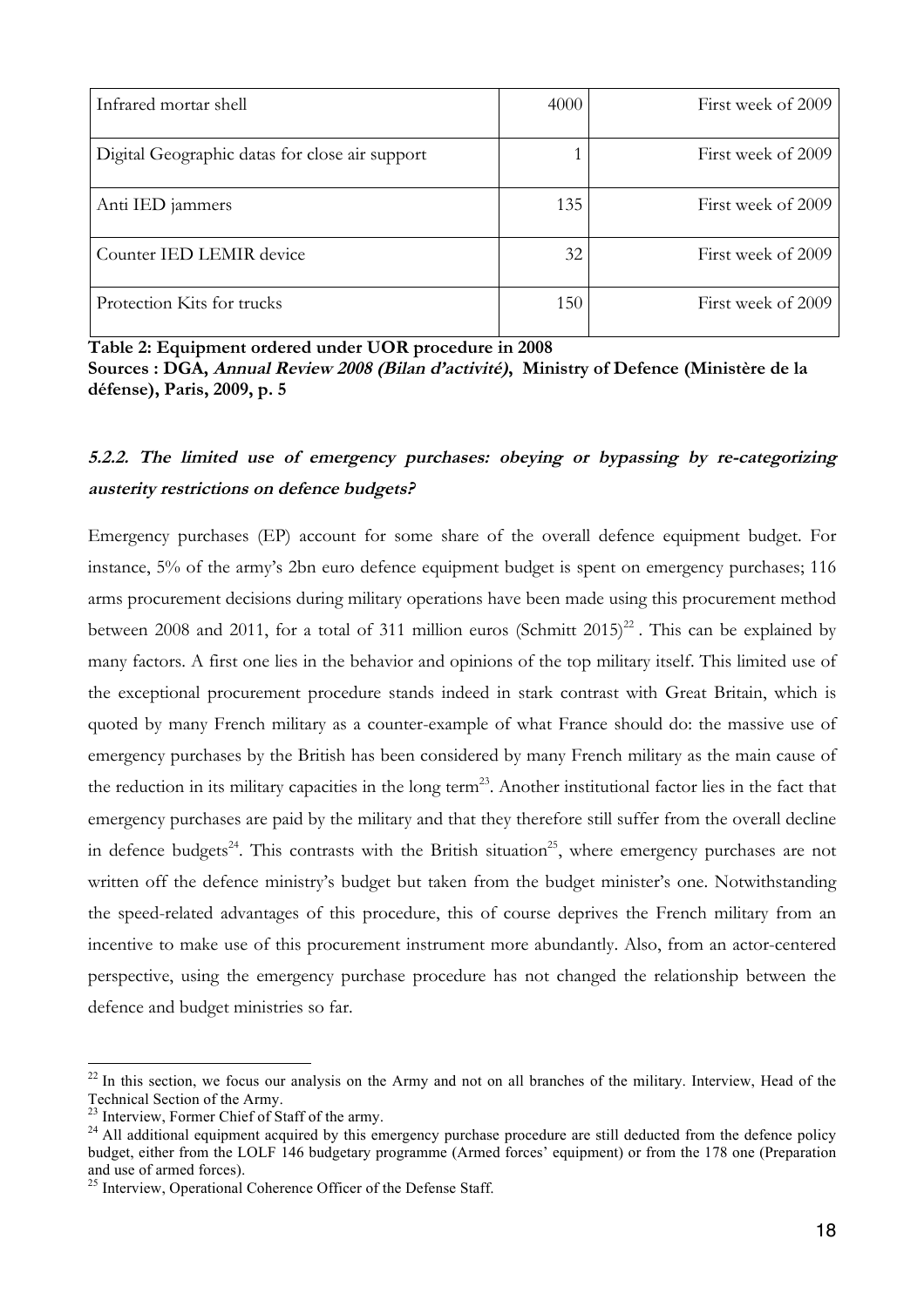| Infrared mortar shell | 4000 | First week of 2009 |
|---|---|---|
| Digital Geographic datas for close air support | 1 | First week of 2009 |
| Anti IED jammers | 135 | First week of 2009 |
| Counter IED LEMIR device | 32 | First week of 2009 |
| Protection Kits for trucks | 150 | First week of 2009 |

**Table 2: Equipment ordered under UOR procedure in 2008**
**Sources : DGA, *Annual Review 2008 (Bilan d'activité)*, Ministry of Defence (Ministère de la défense), Paris, 2009, p. 5**

### *5.2.2. The limited use of emergency purchases: obeying or bypassing by re-categorizing austerity restrictions on defence budgets?*

Emergency purchases (EP) account for some share of the overall defence equipment budget. For instance, 5% of the army's 2bn euro defence equipment budget is spent on emergency purchases; 116 arms procurement decisions during military operations have been made using this procurement method between 2008 and 2011, for a total of 311 million euros (Schmitt 2015)[22] . This can be explained by many factors. A first one lies in the behavior and opinions of the top military itself. This limited use of the exceptional procurement procedure stands indeed in stark contrast with Great Britain, which is quoted by many French military as a counter-example of what France should do: the massive use of emergency purchases by the British has been considered by many French military as the main cause of the reduction in its military capacities in the long term[23]. Another institutional factor lies in the fact that emergency purchases are paid by the military and that they therefore still suffer from the overall decline in defence budgets[24]. This contrasts with the British situation[25], where emergency purchases are not written off the defence ministry's budget but taken from the budget minister's one. Notwithstanding the speed-related advantages of this procedure, this of course deprives the French military from an incentive to make use of this procurement instrument more abundantly. Also, from an actor-centered perspective, using the emergency purchase procedure has not changed the relationship between the defence and budget ministries so far.

---

[22] In this section, we focus our analysis on the Army and not on all branches of the military. Interview, Head of the Technical Section of the Army.

[23] Interview, Former Chief of Staff of the army.

[24] All additional equipment acquired by this emergency purchase procedure are still deducted from the defence policy budget, either from the LOLF 146 budgetary programme (Armed forces' equipment) or from the 178 one (Preparation and use of armed forces).

[25] Interview, Operational Coherence Officer of the Defense Staff.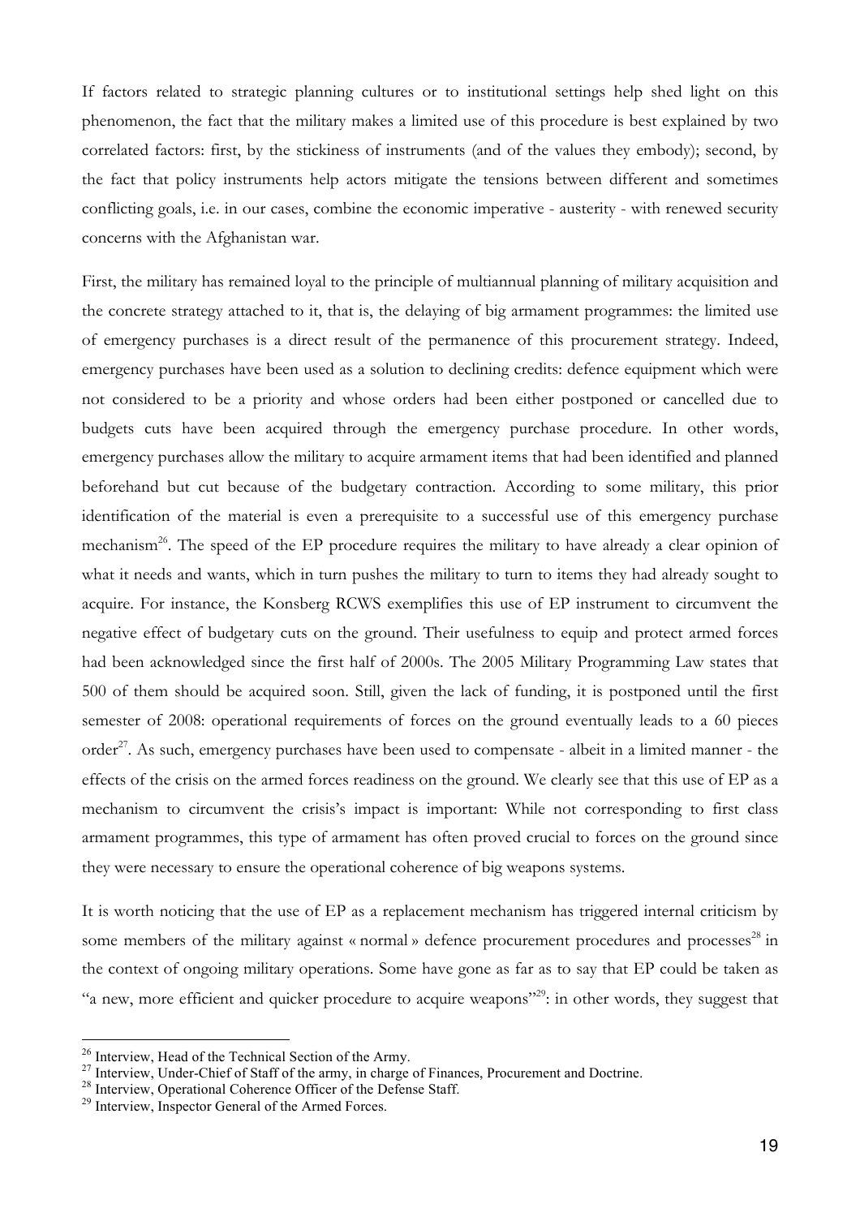If factors related to strategic planning cultures or to institutional settings help shed light on this phenomenon, the fact that the military makes a limited use of this procedure is best explained by two correlated factors: first, by the stickiness of instruments (and of the values they embody); second, by the fact that policy instruments help actors mitigate the tensions between different and sometimes conflicting goals, i.e. in our cases, combine the economic imperative - austerity - with renewed security concerns with the Afghanistan war.

First, the military has remained loyal to the principle of multiannual planning of military acquisition and the concrete strategy attached to it, that is, the delaying of big armament programmes: the limited use of emergency purchases is a direct result of the permanence of this procurement strategy. Indeed, emergency purchases have been used as a solution to declining credits: defence equipment which were not considered to be a priority and whose orders had been either postponed or cancelled due to budgets cuts have been acquired through the emergency purchase procedure. In other words, emergency purchases allow the military to acquire armament items that had been identified and planned beforehand but cut because of the budgetary contraction. According to some military, this prior identification of the material is even a prerequisite to a successful use of this emergency purchase mechanism[26]. The speed of the EP procedure requires the military to have already a clear opinion of what it needs and wants, which in turn pushes the military to turn to items they had already sought to acquire. For instance, the Konsberg RCWS exemplifies this use of EP instrument to circumvent the negative effect of budgetary cuts on the ground. Their usefulness to equip and protect armed forces had been acknowledged since the first half of 2000s. The 2005 Military Programming Law states that 500 of them should be acquired soon. Still, given the lack of funding, it is postponed until the first semester of 2008: operational requirements of forces on the ground eventually leads to a 60 pieces order[27]. As such, emergency purchases have been used to compensate - albeit in a limited manner - the effects of the crisis on the armed forces readiness on the ground. We clearly see that this use of EP as a mechanism to circumvent the crisis's impact is important: While not corresponding to first class armament programmes, this type of armament has often proved crucial to forces on the ground since they were necessary to ensure the operational coherence of big weapons systems.

It is worth noticing that the use of EP as a replacement mechanism has triggered internal criticism by some members of the military against « normal » defence procurement procedures and processes[28] in the context of ongoing military operations. Some have gone as far as to say that EP could be taken as "a new, more efficient and quicker procedure to acquire weapons"[29]: in other words, they suggest that

---

[26] Interview, Head of the Technical Section of the Army.

[27] Interview, Under-Chief of Staff of the army, in charge of Finances, Procurement and Doctrine.

[28] Interview, Operational Coherence Officer of the Defense Staff.

[29] Interview, Inspector General of the Armed Forces.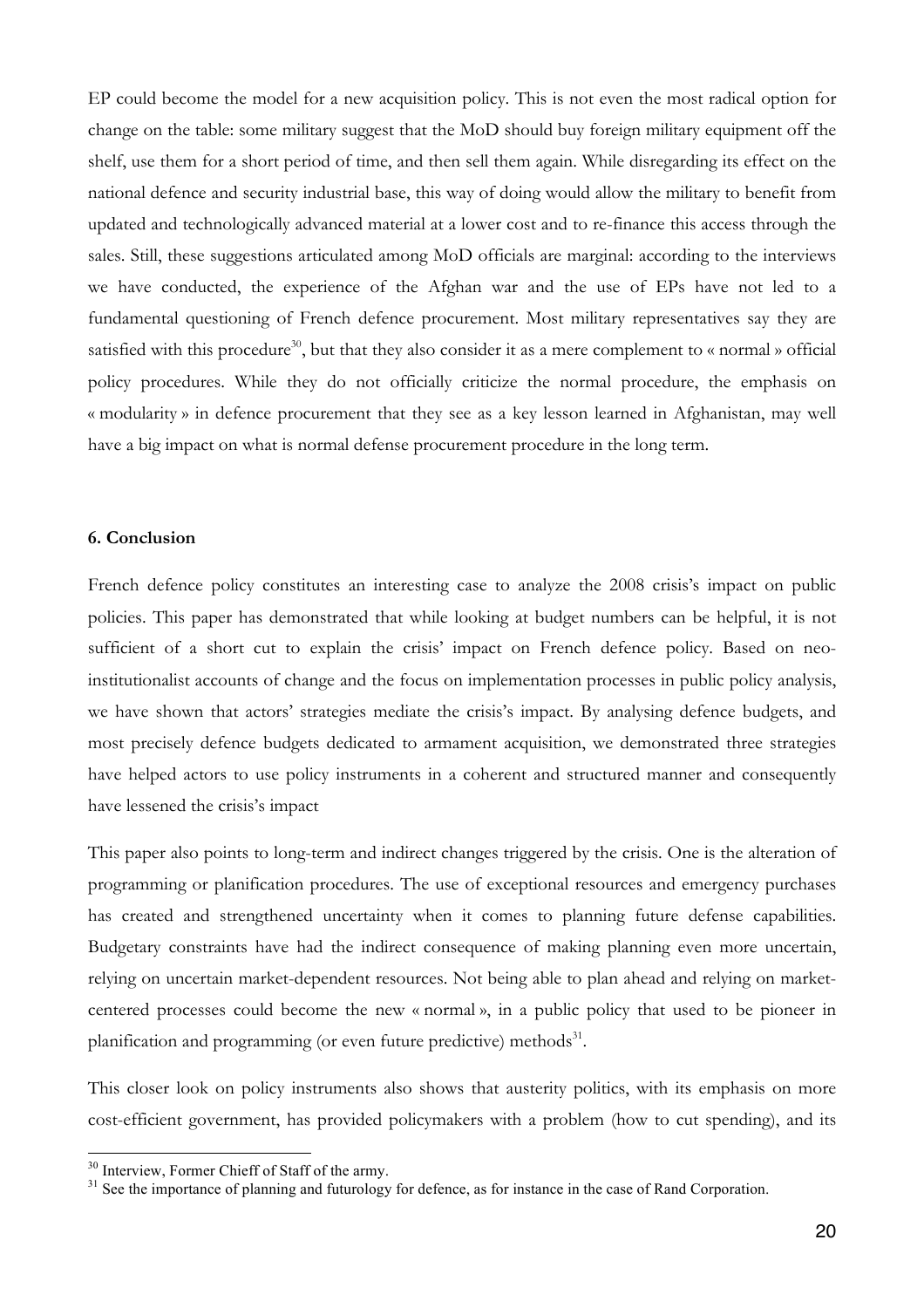EP could become the model for a new acquisition policy. This is not even the most radical option for change on the table: some military suggest that the MoD should buy foreign military equipment off the shelf, use them for a short period of time, and then sell them again. While disregarding its effect on the national defence and security industrial base, this way of doing would allow the military to benefit from updated and technologically advanced material at a lower cost and to re-finance this access through the sales. Still, these suggestions articulated among MoD officials are marginal: according to the interviews we have conducted, the experience of the Afghan war and the use of EPs have not led to a fundamental questioning of French defence procurement. Most military representatives say they are satisfied with this procedure[30], but that they also consider it as a mere complement to « normal » official policy procedures. While they do not officially criticize the normal procedure, the emphasis on « modularity » in defence procurement that they see as a key lesson learned in Afghanistan, may well have a big impact on what is normal defense procurement procedure in the long term.

### 6. Conclusion

French defence policy constitutes an interesting case to analyze the 2008 crisis's impact on public policies. This paper has demonstrated that while looking at budget numbers can be helpful, it is not sufficient of a short cut to explain the crisis' impact on French defence policy. Based on neo-institutionalist accounts of change and the focus on implementation processes in public policy analysis, we have shown that actors' strategies mediate the crisis's impact. By analysing defence budgets, and most precisely defence budgets dedicated to armament acquisition, we demonstrated three strategies have helped actors to use policy instruments in a coherent and structured manner and consequently have lessened the crisis's impact

This paper also points to long-term and indirect changes triggered by the crisis. One is the alteration of programming or planification procedures. The use of exceptional resources and emergency purchases has created and strengthened uncertainty when it comes to planning future defense capabilities. Budgetary constraints have had the indirect consequence of making planning even more uncertain, relying on uncertain market-dependent resources. Not being able to plan ahead and relying on market-centered processes could become the new « normal », in a public policy that used to be pioneer in planification and programming (or even future predictive) methods[31].

This closer look on policy instruments also shows that austerity politics, with its emphasis on more cost-efficient government, has provided policymakers with a problem (how to cut spending), and its

[30] Interview, Former Chieff of Staff of the army.

[31] See the importance of planning and futurology for defence, as for instance in the case of Rand Corporation.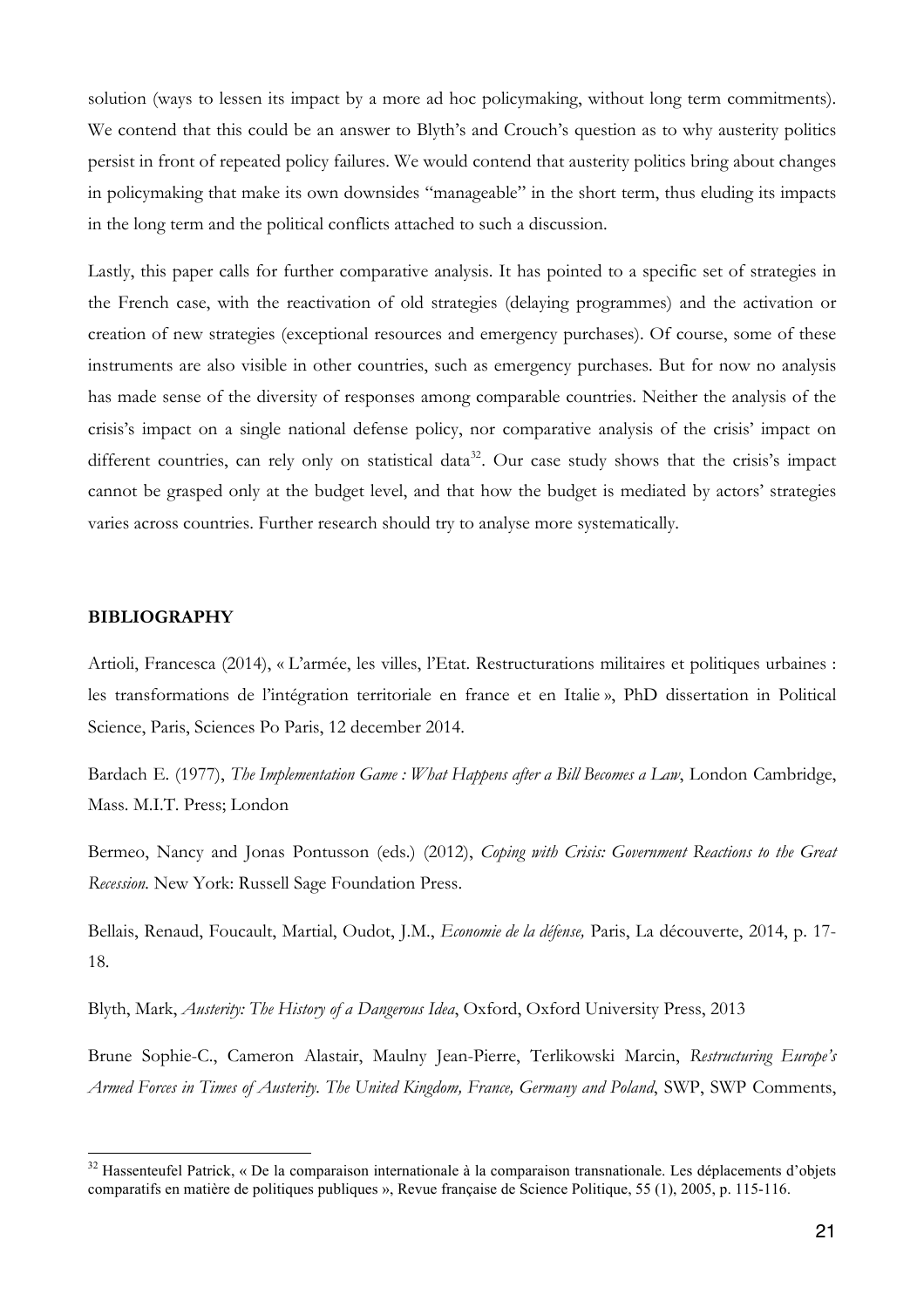solution (ways to lessen its impact by a more ad hoc policymaking, without long term commitments). We contend that this could be an answer to Blyth's and Crouch's question as to why austerity politics persist in front of repeated policy failures. We would contend that austerity politics bring about changes in policymaking that make its own downsides "manageable" in the short term, thus eluding its impacts in the long term and the political conflicts attached to such a discussion.

Lastly, this paper calls for further comparative analysis. It has pointed to a specific set of strategies in the French case, with the reactivation of old strategies (delaying programmes) and the activation or creation of new strategies (exceptional resources and emergency purchases). Of course, some of these instruments are also visible in other countries, such as emergency purchases. But for now no analysis has made sense of the diversity of responses among comparable countries. Neither the analysis of the crisis's impact on a single national defense policy, nor comparative analysis of the crisis' impact on different countries, can rely only on statistical data[32]. Our case study shows that the crisis's impact cannot be grasped only at the budget level, and that how the budget is mediated by actors' strategies varies across countries. Further research should try to analyse more systematically.

## BIBLIOGRAPHY

Artioli, Francesca (2014), « L'armée, les villes, l'Etat. Restructurations militaires et politiques urbaines : les transformations de l'intégration territoriale en france et en Italie », PhD dissertation in Political Science, Paris, Sciences Po Paris, 12 december 2014.

Bardach E. (1977), *The Implementation Game : What Happens after a Bill Becomes a Law*, London Cambridge, Mass. M.I.T. Press; London

Bermeo, Nancy and Jonas Pontusson (eds.) (2012), *Coping with Crisis: Government Reactions to the Great Recession.* New York: Russell Sage Foundation Press.

Bellais, Renaud, Foucault, Martial, Oudot, J.M., *Economie de la défense,* Paris, La découverte, 2014, p. 17-18.

Blyth, Mark, *Austerity: The History of a Dangerous Idea*, Oxford, Oxford University Press, 2013

Brune Sophie-C., Cameron Alastair, Maulny Jean-Pierre, Terlikowski Marcin, *Restructuring Europe's Armed Forces in Times of Austerity. The United Kingdom, France, Germany and Poland*, SWP, SWP Comments,

[32] Hassenteufel Patrick, « De la comparaison internationale à la comparaison transnationale. Les déplacements d'objets comparatifs en matière de politiques publiques », Revue française de Science Politique, 55 (1), 2005, p. 115-116.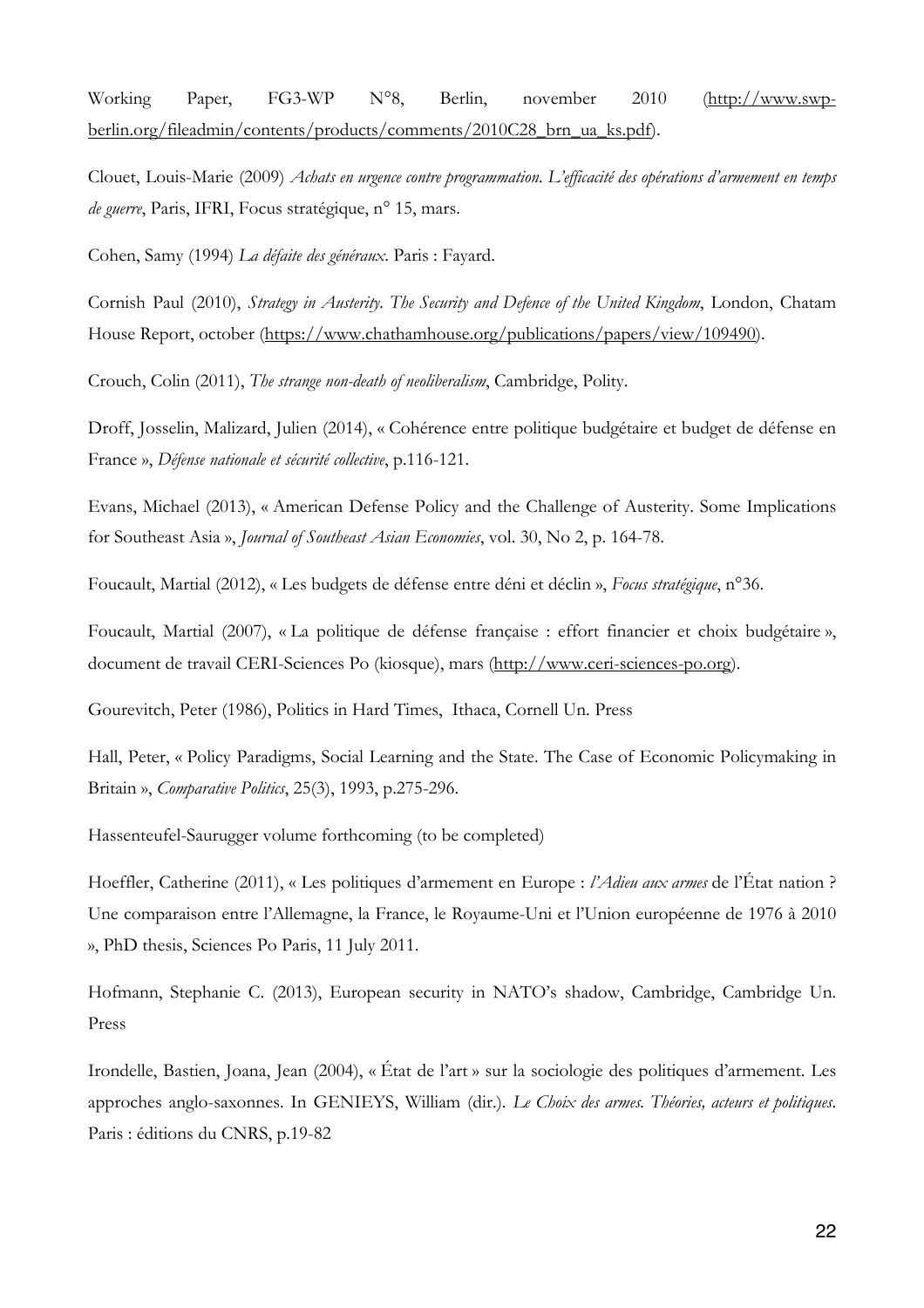Working Paper, FG3-WP N°8, Berlin, november 2010 (http://www.swp-berlin.org/fileadmin/contents/products/comments/2010C28_brn_ua_ks.pdf).

Clouet, Louis-Marie (2009) *Achats en urgence contre programmation. L'efficacité des opérations d'armement en temps de guerre*, Paris, IFRI, Focus stratégique, n° 15, mars.

Cohen, Samy (1994) *La défaite des généraux*. Paris : Fayard.

Cornish Paul (2010), *Strategy in Austerity. The Security and Defence of the United Kingdom*, London, Chatam House Report, october (https://www.chathamhouse.org/publications/papers/view/109490).

Crouch, Colin (2011), *The strange non-death of neoliberalism*, Cambridge, Polity.

Droff, Josselin, Malizard, Julien (2014), « Cohérence entre politique budgétaire et budget de défense en France », *Défense nationale et sécurité collective*, p.116-121.

Evans, Michael (2013), « American Defense Policy and the Challenge of Austerity. Some Implications for Southeast Asia », *Journal of Southeast Asian Economies*, vol. 30, No 2, p. 164-78.

Foucault, Martial (2012), « Les budgets de défense entre déni et déclin », *Focus stratégique*, n°36.

Foucault, Martial (2007), « La politique de défense française : effort financier et choix budgétaire », document de travail CERI-Sciences Po (kiosque), mars (http://www.ceri-sciences-po.org).

Gourevitch, Peter (1986), Politics in Hard Times, Ithaca, Cornell Un. Press

Hall, Peter, « Policy Paradigms, Social Learning and the State. The Case of Economic Policymaking in Britain », *Comparative Politics*, 25(3), 1993, p.275-296.

Hassenteufel-Saurugger volume forthcoming (to be completed)

Hoeffler, Catherine (2011), « Les politiques d'armement en Europe : *l'Adieu aux armes* de l'État nation ? Une comparaison entre l'Allemagne, la France, le Royaume-Uni et l'Union européenne de 1976 à 2010 », PhD thesis, Sciences Po Paris, 11 July 2011.

Hofmann, Stephanie C. (2013), European security in NATO's shadow, Cambridge, Cambridge Un. Press

Irondelle, Bastien, Joana, Jean (2004), « État de l'art » sur la sociologie des politiques d'armement. Les approches anglo-saxonnes. In GENIEYS, William (dir.). *Le Choix des armes. Théories, acteurs et politiques*. Paris : éditions du CNRS, p.19-82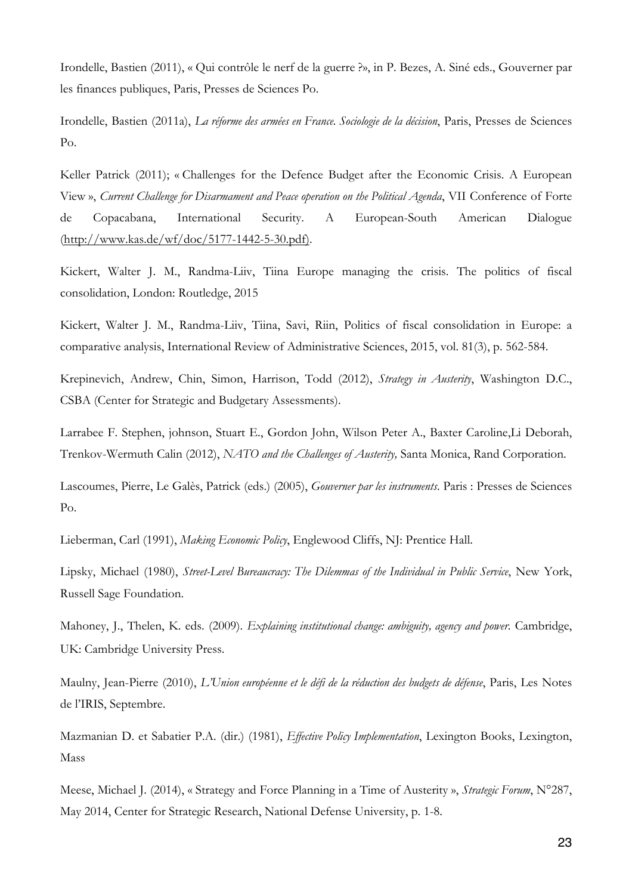Irondelle, Bastien (2011), « Qui contrôle le nerf de la guerre ?», in P. Bezes, A. Siné eds., Gouverner par les finances publiques, Paris, Presses de Sciences Po.

Irondelle, Bastien (2011a), *La réforme des armées en France. Sociologie de la décision*, Paris, Presses de Sciences Po.

Keller Patrick (2011); « Challenges for the Defence Budget after the Economic Crisis. A European View », *Current Challenge for Disarmament and Peace operation on the Political Agenda*, VII Conference of Forte de Copacabana, International Security. A European-South American Dialogue (http://www.kas.de/wf/doc/5177-1442-5-30.pdf).

Kickert, Walter J. M., Randma-Liiv, Tiina Europe managing the crisis. The politics of fiscal consolidation, London: Routledge, 2015

Kickert, Walter J. M., Randma-Liiv, Tiina, Savi, Riin, Politics of fiscal consolidation in Europe: a comparative analysis, International Review of Administrative Sciences, 2015, vol. 81(3), p. 562-584.

Krepinevich, Andrew, Chin, Simon, Harrison, Todd (2012), *Strategy in Austerity*, Washington D.C., CSBA (Center for Strategic and Budgetary Assessments).

Larrabee F. Stephen, johnson, Stuart E., Gordon John, Wilson Peter A., Baxter Caroline,Li Deborah, Trenkov-Wermuth Calin (2012), *NATO and the Challenges of Austerity,* Santa Monica, Rand Corporation.

Lascoumes, Pierre, Le Galès, Patrick (eds.) (2005), *Gouverner par les instruments*. Paris : Presses de Sciences Po.

Lieberman, Carl (1991), *Making Economic Policy*, Englewood Cliffs, NJ: Prentice Hall.

Lipsky, Michael (1980), *Street-Level Bureaucracy: The Dilemmas of the Individual in Public Service*, New York, Russell Sage Foundation.

Mahoney, J., Thelen, K. eds. (2009). *Explaining institutional change: ambiguity, agency and power.* Cambridge, UK: Cambridge University Press.

Maulny, Jean-Pierre (2010), *L'Union européenne et le défi de la réduction des budgets de défense*, Paris, Les Notes de l'IRIS, Septembre.

Mazmanian D. et Sabatier P.A. (dir.) (1981), *Effective Policy Implementation*, Lexington Books, Lexington, Mass

Meese, Michael J. (2014), « Strategy and Force Planning in a Time of Austerity », *Strategic Forum*, N°287, May 2014, Center for Strategic Research, National Defense University, p. 1-8.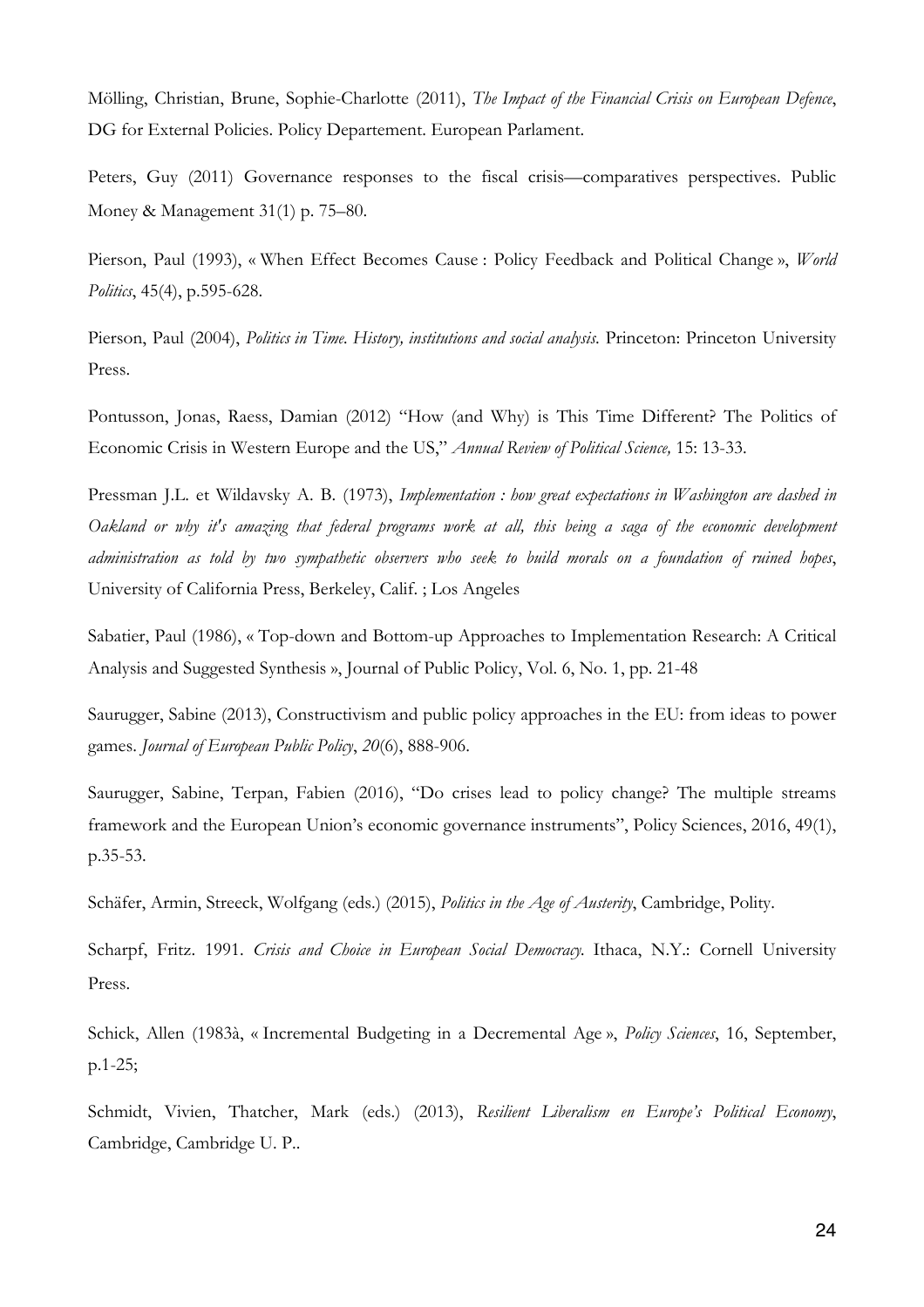Mölling, Christian, Brune, Sophie-Charlotte (2011), *The Impact of the Financial Crisis on European Defence*, DG for External Policies. Policy Departement. European Parlament.

Peters, Guy (2011) Governance responses to the fiscal crisis—comparatives perspectives. Public Money & Management 31(1) p. 75–80.

Pierson, Paul (1993), « When Effect Becomes Cause : Policy Feedback and Political Change », *World Politics*, 45(4), p.595-628.

Pierson, Paul (2004), *Politics in Time. History, institutions and social analysis.* Princeton: Princeton University Press.

Pontusson, Jonas, Raess, Damian (2012) "How (and Why) is This Time Different? The Politics of Economic Crisis in Western Europe and the US," *Annual Review of Political Science,* 15: 13-33.

Pressman J.L. et Wildavsky A. B. (1973), *Implementation : how great expectations in Washington are dashed in Oakland or why it's amazing that federal programs work at all, this being a saga of the economic development administration as told by two sympathetic observers who seek to build morals on a foundation of ruined hopes*, University of California Press, Berkeley, Calif. ; Los Angeles

Sabatier, Paul (1986), « Top-down and Bottom-up Approaches to Implementation Research: A Critical Analysis and Suggested Synthesis », Journal of Public Policy, Vol. 6, No. 1, pp. 21-48

Saurugger, Sabine (2013), Constructivism and public policy approaches in the EU: from ideas to power games. *Journal of European Public Policy*, *20*(6), 888-906.

Saurugger, Sabine, Terpan, Fabien (2016), "Do crises lead to policy change? The multiple streams framework and the European Union's economic governance instruments", Policy Sciences, 2016, 49(1), p.35-53.

Schäfer, Armin, Streeck, Wolfgang (eds.) (2015), *Politics in the Age of Austerity*, Cambridge, Polity.

Scharpf, Fritz. 1991. *Crisis and Choice in European Social Democracy.* Ithaca, N.Y.: Cornell University Press.

Schick, Allen (1983à, « Incremental Budgeting in a Decremental Age », *Policy Sciences*, 16, September, p.1-25;

Schmidt, Vivien, Thatcher, Mark (eds.) (2013), *Resilient Liberalism en Europe's Political Economy*, Cambridge, Cambridge U. P..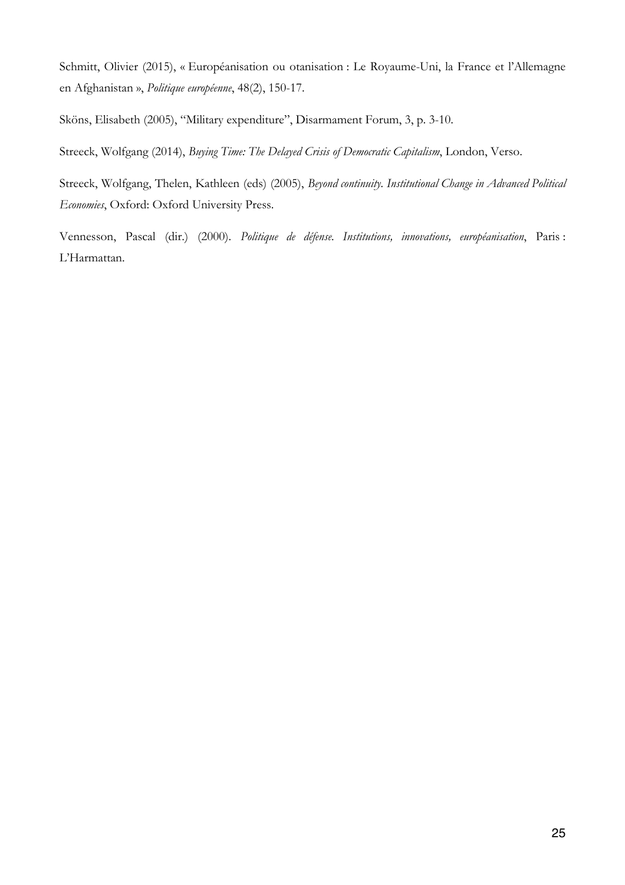Schmitt, Olivier (2015), « Européanisation ou otanisation : Le Royaume-Uni, la France et l'Allemagne en Afghanistan », *Politique européenne*, 48(2), 150-17.

Sköns, Elisabeth (2005), "Military expenditure", Disarmament Forum, 3, p. 3-10.

Streeck, Wolfgang (2014), *Buying Time: The Delayed Crisis of Democratic Capitalism*, London, Verso.

Streeck, Wolfgang, Thelen, Kathleen (eds) (2005), *Beyond continuity. Institutional Change in Advanced Political Economies*, Oxford: Oxford University Press.

Vennesson, Pascal (dir.) (2000). *Politique de défense. Institutions, innovations, européanisation*, Paris : L'Harmattan.